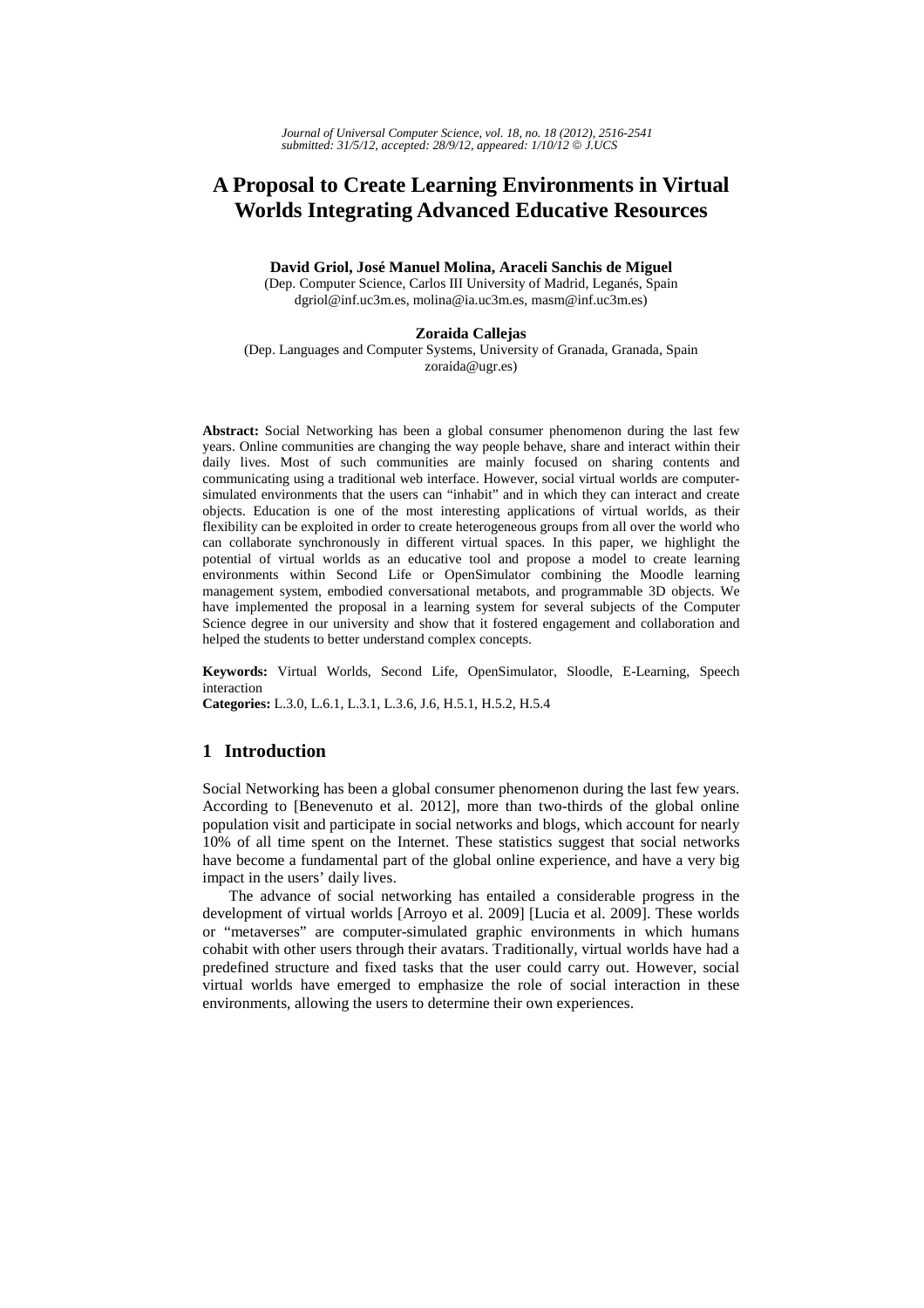# A Proposal to Create Learning Environments in Virtual Worlds Integrating Advanced Educative Resources

**David Griol, José Manuel Molina, Araceli Sanchis de Miguel**
(Dep. Computer Science, Carlos III University of Madrid, Leganés, Spain
dgriol@inf.uc3m.es, molina@ia.uc3m.es, masm@inf.uc3m.es)

**Zoraida Callejas**
(Dep. Languages and Computer Systems, University of Granada, Granada, Spain
zoraida@ugr.es)

**Abstract:** Social Networking has been a global consumer phenomenon during the last few years. Online communities are changing the way people behave, share and interact within their daily lives. Most of such communities are mainly focused on sharing contents and communicating using a traditional web interface. However, social virtual worlds are computer-simulated environments that the users can "inhabit" and in which they can interact and create objects. Education is one of the most interesting applications of virtual worlds, as their flexibility can be exploited in order to create heterogeneous groups from all over the world who can collaborate synchronously in different virtual spaces. In this paper, we highlight the potential of virtual worlds as an educative tool and propose a model to create learning environments within Second Life or OpenSimulator combining the Moodle learning management system, embodied conversational metabots, and programmable 3D objects. We have implemented the proposal in a learning system for several subjects of the Computer Science degree in our university and show that it fostered engagement and collaboration and helped the students to better understand complex concepts.

**Keywords:** Virtual Worlds, Second Life, OpenSimulator, Sloodle, E-Learning, Speech interaction
**Categories:** L.3.0, L.6.1, L.3.1, L.3.6, J.6, H.5.1, H.5.2, H.5.4

## 1 Introduction

Social Networking has been a global consumer phenomenon during the last few years. According to [Benevenuto et al. 2012], more than two-thirds of the global online population visit and participate in social networks and blogs, which account for nearly 10% of all time spent on the Internet. These statistics suggest that social networks have become a fundamental part of the global online experience, and have a very big impact in the users' daily lives.

The advance of social networking has entailed a considerable progress in the development of virtual worlds [Arroyo et al. 2009] [Lucia et al. 2009]. These worlds or "metaverses" are computer-simulated graphic environments in which humans cohabit with other users through their avatars. Traditionally, virtual worlds have had a predefined structure and fixed tasks that the user could carry out. However, social virtual worlds have emerged to emphasize the role of social interaction in these environments, allowing the users to determine their own experiences.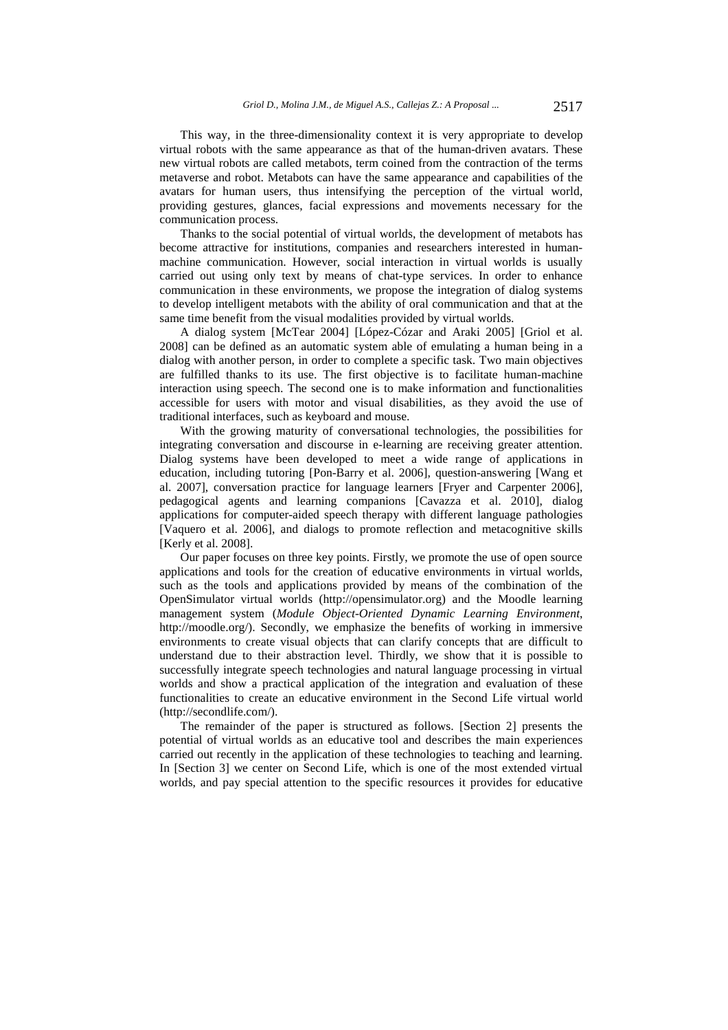This way, in the three-dimensionality context it is very appropriate to develop virtual robots with the same appearance as that of the human-driven avatars. These new virtual robots are called metabots, term coined from the contraction of the terms metaverse and robot. Metabots can have the same appearance and capabilities of the avatars for human users, thus intensifying the perception of the virtual world, providing gestures, glances, facial expressions and movements necessary for the communication process.

Thanks to the social potential of virtual worlds, the development of metabots has become attractive for institutions, companies and researchers interested in human-machine communication. However, social interaction in virtual worlds is usually carried out using only text by means of chat-type services. In order to enhance communication in these environments, we propose the integration of dialog systems to develop intelligent metabots with the ability of oral communication and that at the same time benefit from the visual modalities provided by virtual worlds.

A dialog system [McTear 2004] [López-Cózar and Araki 2005] [Griol et al. 2008] can be defined as an automatic system able of emulating a human being in a dialog with another person, in order to complete a specific task. Two main objectives are fulfilled thanks to its use. The first objective is to facilitate human-machine interaction using speech. The second one is to make information and functionalities accessible for users with motor and visual disabilities, as they avoid the use of traditional interfaces, such as keyboard and mouse.

With the growing maturity of conversational technologies, the possibilities for integrating conversation and discourse in e-learning are receiving greater attention. Dialog systems have been developed to meet a wide range of applications in education, including tutoring [Pon-Barry et al. 2006], question-answering [Wang et al. 2007], conversation practice for language learners [Fryer and Carpenter 2006], pedagogical agents and learning companions [Cavazza et al. 2010], dialog applications for computer-aided speech therapy with different language pathologies [Vaquero et al. 2006], and dialogs to promote reflection and metacognitive skills [Kerly et al. 2008].

Our paper focuses on three key points. Firstly, we promote the use of open source applications and tools for the creation of educative environments in virtual worlds, such as the tools and applications provided by means of the combination of the OpenSimulator virtual worlds (http://opensimulator.org) and the Moodle learning management system (*Module Object-Oriented Dynamic Learning Environment*, http://moodle.org/). Secondly, we emphasize the benefits of working in immersive environments to create visual objects that can clarify concepts that are difficult to understand due to their abstraction level. Thirdly, we show that it is possible to successfully integrate speech technologies and natural language processing in virtual worlds and show a practical application of the integration and evaluation of these functionalities to create an educative environment in the Second Life virtual world (http://secondlife.com/).

The remainder of the paper is structured as follows. [Section 2] presents the potential of virtual worlds as an educative tool and describes the main experiences carried out recently in the application of these technologies to teaching and learning. In [Section 3] we center on Second Life, which is one of the most extended virtual worlds, and pay special attention to the specific resources it provides for educative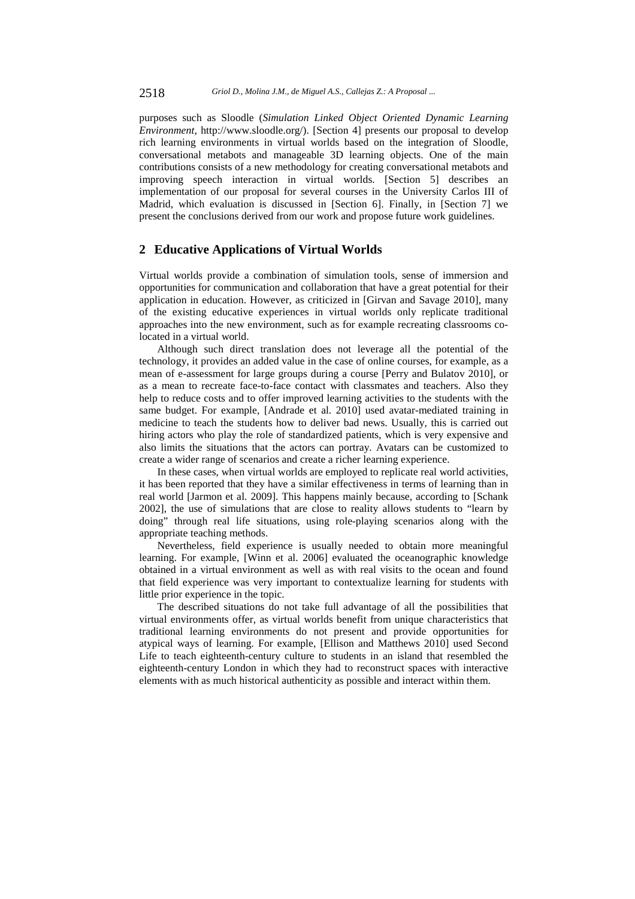purposes such as Sloodle (*Simulation Linked Object Oriented Dynamic Learning Environment*, http://www.sloodle.org/). [Section 4] presents our proposal to develop rich learning environments in virtual worlds based on the integration of Sloodle, conversational metabots and manageable 3D learning objects. One of the main contributions consists of a new methodology for creating conversational metabots and improving speech interaction in virtual worlds. [Section 5] describes an implementation of our proposal for several courses in the University Carlos III of Madrid, which evaluation is discussed in [Section 6]. Finally, in [Section 7] we present the conclusions derived from our work and propose future work guidelines.

## 2 Educative Applications of Virtual Worlds

Virtual worlds provide a combination of simulation tools, sense of immersion and opportunities for communication and collaboration that have a great potential for their application in education. However, as criticized in [Girvan and Savage 2010], many of the existing educative experiences in virtual worlds only replicate traditional approaches into the new environment, such as for example recreating classrooms co-located in a virtual world.

Although such direct translation does not leverage all the potential of the technology, it provides an added value in the case of online courses, for example, as a mean of e-assessment for large groups during a course [Perry and Bulatov 2010], or as a mean to recreate face-to-face contact with classmates and teachers. Also they help to reduce costs and to offer improved learning activities to the students with the same budget. For example, [Andrade et al. 2010] used avatar-mediated training in medicine to teach the students how to deliver bad news. Usually, this is carried out hiring actors who play the role of standardized patients, which is very expensive and also limits the situations that the actors can portray. Avatars can be customized to create a wider range of scenarios and create a richer learning experience.

In these cases, when virtual worlds are employed to replicate real world activities, it has been reported that they have a similar effectiveness in terms of learning than in real world [Jarmon et al. 2009]. This happens mainly because, according to [Schank 2002], the use of simulations that are close to reality allows students to "learn by doing" through real life situations, using role-playing scenarios along with the appropriate teaching methods.

Nevertheless, field experience is usually needed to obtain more meaningful learning. For example, [Winn et al. 2006] evaluated the oceanographic knowledge obtained in a virtual environment as well as with real visits to the ocean and found that field experience was very important to contextualize learning for students with little prior experience in the topic.

The described situations do not take full advantage of all the possibilities that virtual environments offer, as virtual worlds benefit from unique characteristics that traditional learning environments do not present and provide opportunities for atypical ways of learning. For example, [Ellison and Matthews 2010] used Second Life to teach eighteenth-century culture to students in an island that resembled the eighteenth-century London in which they had to reconstruct spaces with interactive elements with as much historical authenticity as possible and interact within them.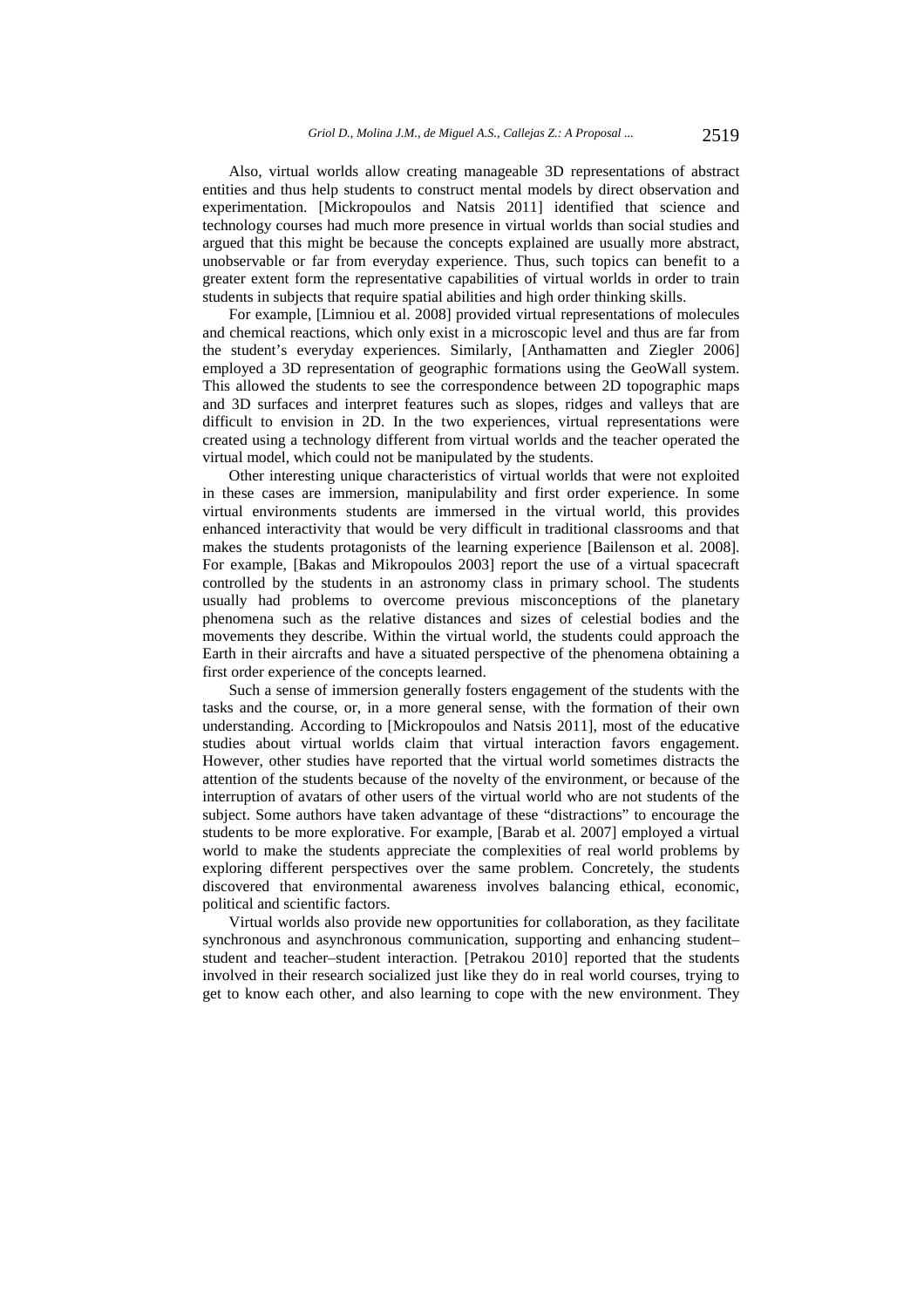Also, virtual worlds allow creating manageable 3D representations of abstract entities and thus help students to construct mental models by direct observation and experimentation. [Mickropoulos and Natsis 2011] identified that science and technology courses had much more presence in virtual worlds than social studies and argued that this might be because the concepts explained are usually more abstract, unobservable or far from everyday experience. Thus, such topics can benefit to a greater extent form the representative capabilities of virtual worlds in order to train students in subjects that require spatial abilities and high order thinking skills.

For example, [Limniou et al. 2008] provided virtual representations of molecules and chemical reactions, which only exist in a microscopic level and thus are far from the student's everyday experiences. Similarly, [Anthamatten and Ziegler 2006] employed a 3D representation of geographic formations using the GeoWall system. This allowed the students to see the correspondence between 2D topographic maps and 3D surfaces and interpret features such as slopes, ridges and valleys that are difficult to envision in 2D. In the two experiences, virtual representations were created using a technology different from virtual worlds and the teacher operated the virtual model, which could not be manipulated by the students.

Other interesting unique characteristics of virtual worlds that were not exploited in these cases are immersion, manipulability and first order experience. In some virtual environments students are immersed in the virtual world, this provides enhanced interactivity that would be very difficult in traditional classrooms and that makes the students protagonists of the learning experience [Bailenson et al. 2008]. For example, [Bakas and Mikropoulos 2003] report the use of a virtual spacecraft controlled by the students in an astronomy class in primary school. The students usually had problems to overcome previous misconceptions of the planetary phenomena such as the relative distances and sizes of celestial bodies and the movements they describe. Within the virtual world, the students could approach the Earth in their aircrafts and have a situated perspective of the phenomena obtaining a first order experience of the concepts learned.

Such a sense of immersion generally fosters engagement of the students with the tasks and the course, or, in a more general sense, with the formation of their own understanding. According to [Mickropoulos and Natsis 2011], most of the educative studies about virtual worlds claim that virtual interaction favors engagement. However, other studies have reported that the virtual world sometimes distracts the attention of the students because of the novelty of the environment, or because of the interruption of avatars of other users of the virtual world who are not students of the subject. Some authors have taken advantage of these "distractions" to encourage the students to be more explorative. For example, [Barab et al. 2007] employed a virtual world to make the students appreciate the complexities of real world problems by exploring different perspectives over the same problem. Concretely, the students discovered that environmental awareness involves balancing ethical, economic, political and scientific factors.

Virtual worlds also provide new opportunities for collaboration, as they facilitate synchronous and asynchronous communication, supporting and enhancing student–student and teacher–student interaction. [Petrakou 2010] reported that the students involved in their research socialized just like they do in real world courses, trying to get to know each other, and also learning to cope with the new environment. They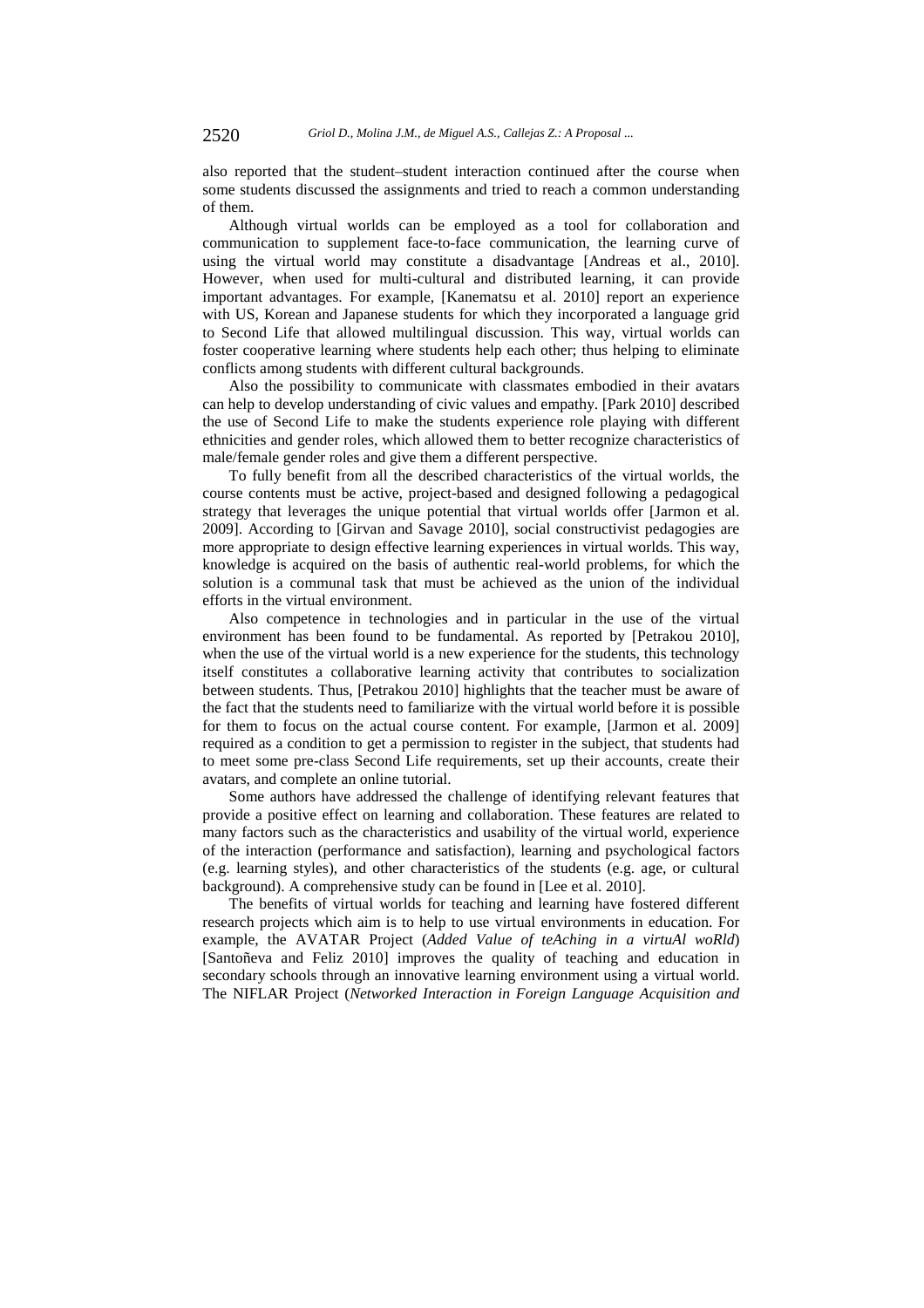also reported that the student–student interaction continued after the course when some students discussed the assignments and tried to reach a common understanding of them.

Although virtual worlds can be employed as a tool for collaboration and communication to supplement face-to-face communication, the learning curve of using the virtual world may constitute a disadvantage [Andreas et al., 2010]. However, when used for multi-cultural and distributed learning, it can provide important advantages. For example, [Kanematsu et al. 2010] report an experience with US, Korean and Japanese students for which they incorporated a language grid to Second Life that allowed multilingual discussion. This way, virtual worlds can foster cooperative learning where students help each other; thus helping to eliminate conflicts among students with different cultural backgrounds.

Also the possibility to communicate with classmates embodied in their avatars can help to develop understanding of civic values and empathy. [Park 2010] described the use of Second Life to make the students experience role playing with different ethnicities and gender roles, which allowed them to better recognize characteristics of male/female gender roles and give them a different perspective.

To fully benefit from all the described characteristics of the virtual worlds, the course contents must be active, project-based and designed following a pedagogical strategy that leverages the unique potential that virtual worlds offer [Jarmon et al. 2009]. According to [Girvan and Savage 2010], social constructivist pedagogies are more appropriate to design effective learning experiences in virtual worlds. This way, knowledge is acquired on the basis of authentic real-world problems, for which the solution is a communal task that must be achieved as the union of the individual efforts in the virtual environment.

Also competence in technologies and in particular in the use of the virtual environment has been found to be fundamental. As reported by [Petrakou 2010], when the use of the virtual world is a new experience for the students, this technology itself constitutes a collaborative learning activity that contributes to socialization between students. Thus, [Petrakou 2010] highlights that the teacher must be aware of the fact that the students need to familiarize with the virtual world before it is possible for them to focus on the actual course content. For example, [Jarmon et al. 2009] required as a condition to get a permission to register in the subject, that students had to meet some pre-class Second Life requirements, set up their accounts, create their avatars, and complete an online tutorial.

Some authors have addressed the challenge of identifying relevant features that provide a positive effect on learning and collaboration. These features are related to many factors such as the characteristics and usability of the virtual world, experience of the interaction (performance and satisfaction), learning and psychological factors (e.g. learning styles), and other characteristics of the students (e.g. age, or cultural background). A comprehensive study can be found in [Lee et al. 2010].

The benefits of virtual worlds for teaching and learning have fostered different research projects which aim is to help to use virtual environments in education. For example, the AVATAR Project (*Added Value of teAching in a virtuAl woRld*) [Santoñeva and Feliz 2010] improves the quality of teaching and education in secondary schools through an innovative learning environment using a virtual world. The NIFLAR Project (*Networked Interaction in Foreign Language Acquisition and*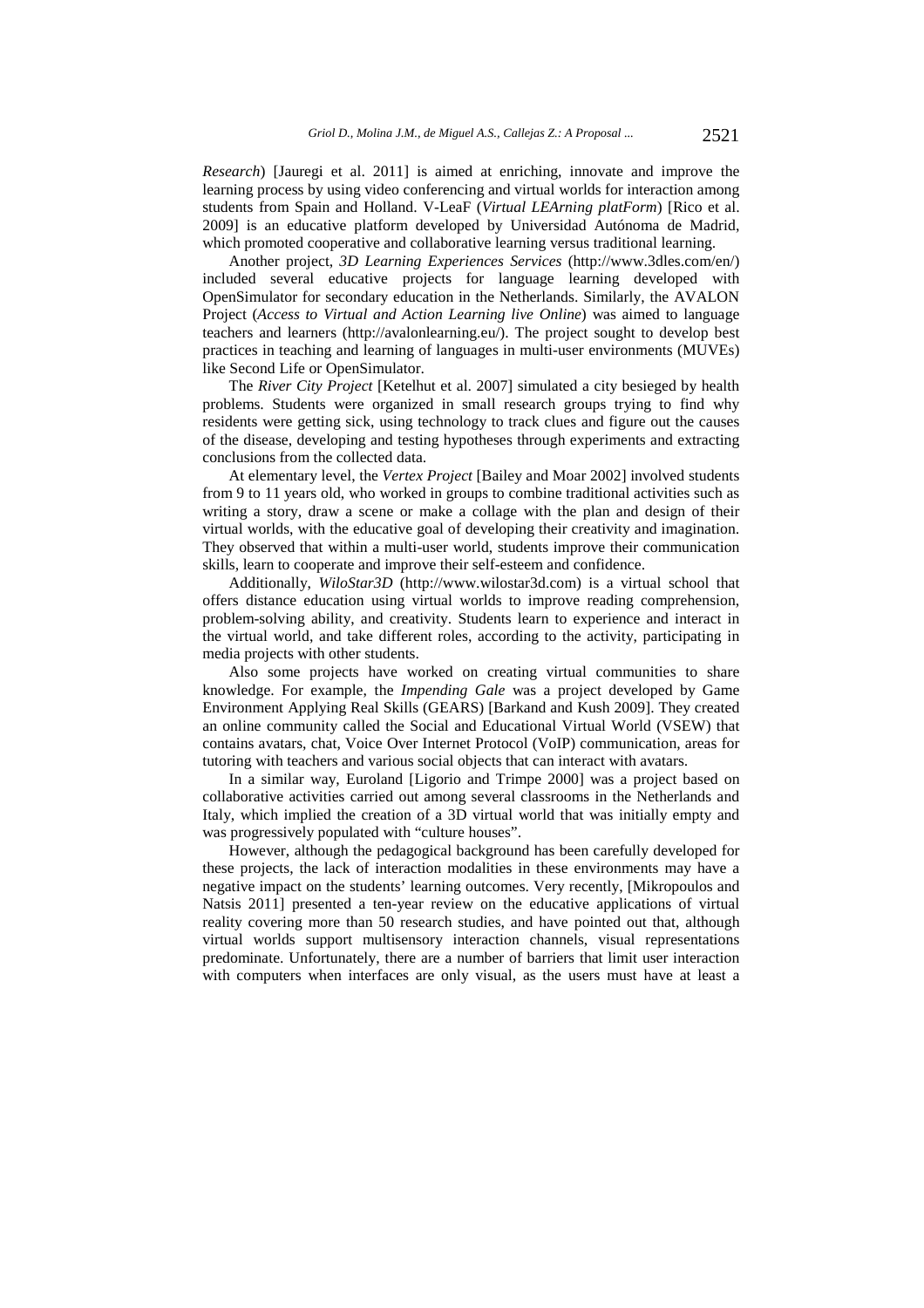*Research*) [Jauregi et al. 2011] is aimed at enriching, innovate and improve the learning process by using video conferencing and virtual worlds for interaction among students from Spain and Holland. V-LeaF (*Virtual LEArning platForm*) [Rico et al. 2009] is an educative platform developed by Universidad Autónoma de Madrid, which promoted cooperative and collaborative learning versus traditional learning.

Another project, *3D Learning Experiences Services* (http://www.3dles.com/en/) included several educative projects for language learning developed with OpenSimulator for secondary education in the Netherlands. Similarly, the AVALON Project (*Access to Virtual and Action Learning live Online*) was aimed to language teachers and learners (http://avalonlearning.eu/). The project sought to develop best practices in teaching and learning of languages in multi-user environments (MUVEs) like Second Life or OpenSimulator.

The *River City Project* [Ketelhut et al. 2007] simulated a city besieged by health problems. Students were organized in small research groups trying to find why residents were getting sick, using technology to track clues and figure out the causes of the disease, developing and testing hypotheses through experiments and extracting conclusions from the collected data.

At elementary level, the *Vertex Project* [Bailey and Moar 2002] involved students from 9 to 11 years old, who worked in groups to combine traditional activities such as writing a story, draw a scene or make a collage with the plan and design of their virtual worlds, with the educative goal of developing their creativity and imagination. They observed that within a multi-user world, students improve their communication skills, learn to cooperate and improve their self-esteem and confidence.

Additionally, *WiloStar3D* (http://www.wilostar3d.com) is a virtual school that offers distance education using virtual worlds to improve reading comprehension, problem-solving ability, and creativity. Students learn to experience and interact in the virtual world, and take different roles, according to the activity, participating in media projects with other students.

Also some projects have worked on creating virtual communities to share knowledge. For example, the *Impending Gale* was a project developed by Game Environment Applying Real Skills (GEARS) [Barkand and Kush 2009]. They created an online community called the Social and Educational Virtual World (VSEW) that contains avatars, chat, Voice Over Internet Protocol (VoIP) communication, areas for tutoring with teachers and various social objects that can interact with avatars.

In a similar way, Euroland [Ligorio and Trimpe 2000] was a project based on collaborative activities carried out among several classrooms in the Netherlands and Italy, which implied the creation of a 3D virtual world that was initially empty and was progressively populated with "culture houses".

However, although the pedagogical background has been carefully developed for these projects, the lack of interaction modalities in these environments may have a negative impact on the students' learning outcomes. Very recently, [Mikropoulos and Natsis 2011] presented a ten-year review on the educative applications of virtual reality covering more than 50 research studies, and have pointed out that, although virtual worlds support multisensory interaction channels, visual representations predominate. Unfortunately, there are a number of barriers that limit user interaction with computers when interfaces are only visual, as the users must have at least a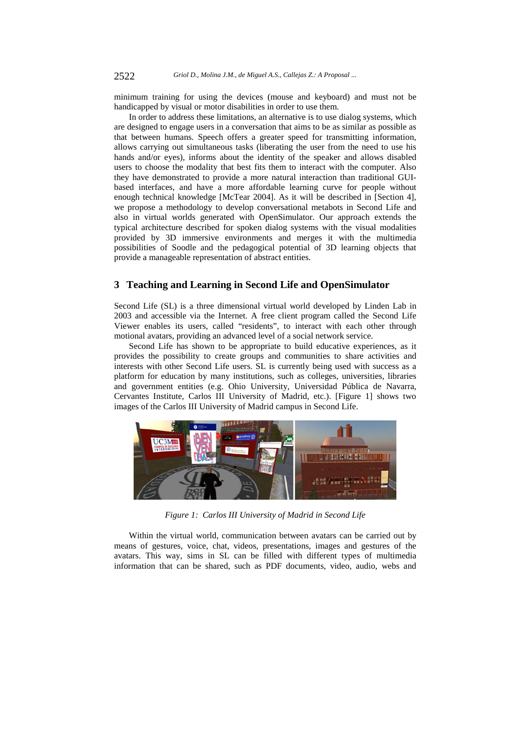minimum training for using the devices (mouse and keyboard) and must not be handicapped by visual or motor disabilities in order to use them.

In order to address these limitations, an alternative is to use dialog systems, which are designed to engage users in a conversation that aims to be as similar as possible as that between humans. Speech offers a greater speed for transmitting information, allows carrying out simultaneous tasks (liberating the user from the need to use his hands and/or eyes), informs about the identity of the speaker and allows disabled users to choose the modality that best fits them to interact with the computer. Also they have demonstrated to provide a more natural interaction than traditional GUI-based interfaces, and have a more affordable learning curve for people without enough technical knowledge [McTear 2004]. As it will be described in [Section 4], we propose a methodology to develop conversational metabots in Second Life and also in virtual worlds generated with OpenSimulator. Our approach extends the typical architecture described for spoken dialog systems with the visual modalities provided by 3D immersive environments and merges it with the multimedia possibilities of Soodle and the pedagogical potential of 3D learning objects that provide a manageable representation of abstract entities.

## 3 Teaching and Learning in Second Life and OpenSimulator

Second Life (SL) is a three dimensional virtual world developed by Linden Lab in 2003 and accessible via the Internet. A free client program called the Second Life Viewer enables its users, called "residents", to interact with each other through motional avatars, providing an advanced level of a social network service.

Second Life has shown to be appropriate to build educative experiences, as it provides the possibility to create groups and communities to share activities and interests with other Second Life users. SL is currently being used with success as a platform for education by many institutions, such as colleges, universities, libraries and government entities (e.g. Ohio University, Universidad Pública de Navarra, Cervantes Institute, Carlos III University of Madrid, etc.). [Figure 1] shows two images of the Carlos III University of Madrid campus in Second Life.

*Figure 1: Carlos III University of Madrid in Second Life*

Within the virtual world, communication between avatars can be carried out by means of gestures, voice, chat, videos, presentations, images and gestures of the avatars. This way, sims in SL can be filled with different types of multimedia information that can be shared, such as PDF documents, video, audio, webs and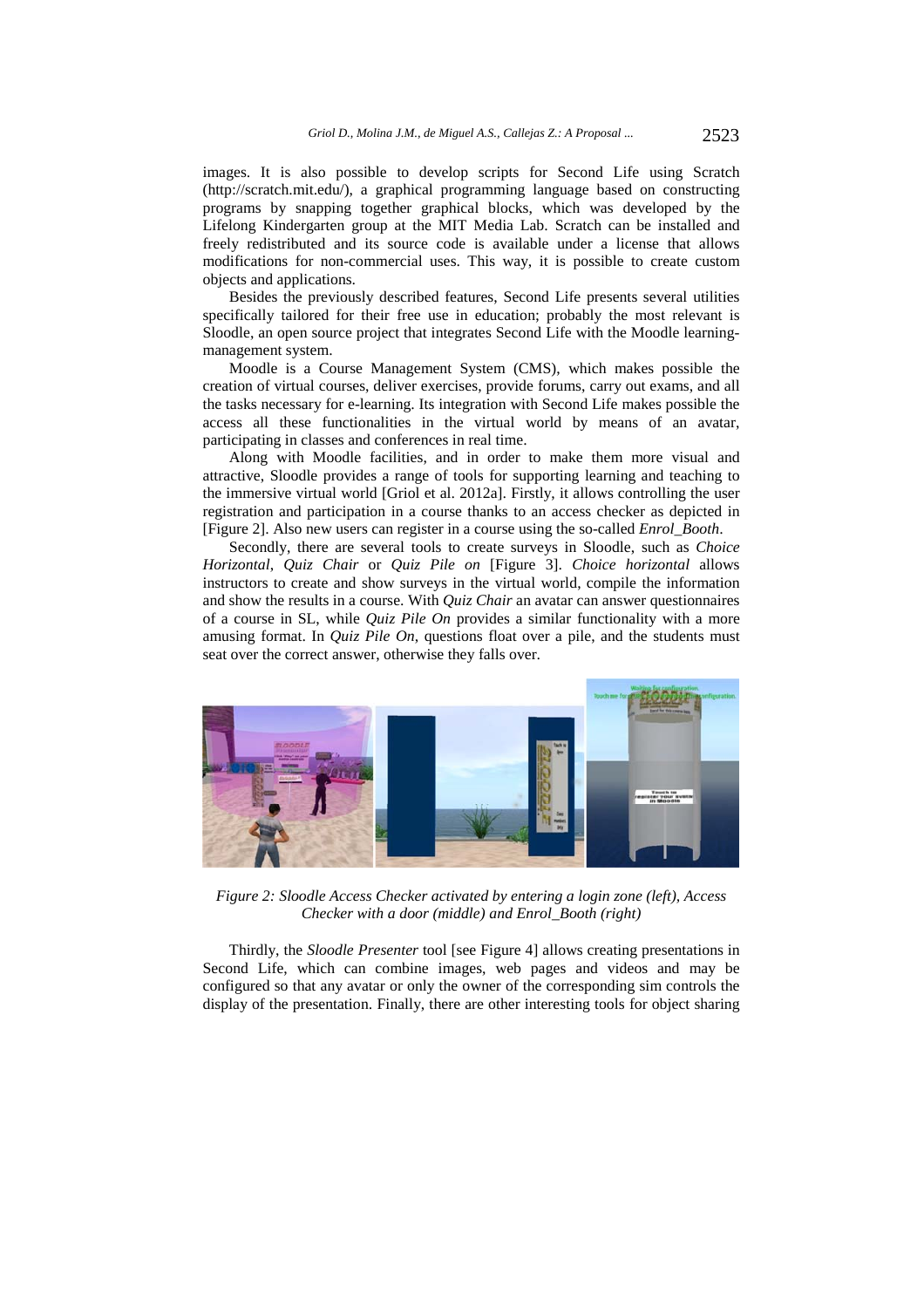images. It is also possible to develop scripts for Second Life using Scratch (http://scratch.mit.edu/), a graphical programming language based on constructing programs by snapping together graphical blocks, which was developed by the Lifelong Kindergarten group at the MIT Media Lab. Scratch can be installed and freely redistributed and its source code is available under a license that allows modifications for non-commercial uses. This way, it is possible to create custom objects and applications.

Besides the previously described features, Second Life presents several utilities specifically tailored for their free use in education; probably the most relevant is Sloodle, an open source project that integrates Second Life with the Moodle learning-management system.

Moodle is a Course Management System (CMS), which makes possible the creation of virtual courses, deliver exercises, provide forums, carry out exams, and all the tasks necessary for e-learning. Its integration with Second Life makes possible the access all these functionalities in the virtual world by means of an avatar, participating in classes and conferences in real time.

Along with Moodle facilities, and in order to make them more visual and attractive, Sloodle provides a range of tools for supporting learning and teaching to the immersive virtual world [Griol et al. 2012a]. Firstly, it allows controlling the user registration and participation in a course thanks to an access checker as depicted in [Figure 2]. Also new users can register in a course using the so-called *Enrol_Booth*.

Secondly, there are several tools to create surveys in Sloodle, such as *Choice Horizontal*, *Quiz Chair* or *Quiz Pile on* [Figure 3]. *Choice horizontal* allows instructors to create and show surveys in the virtual world, compile the information and show the results in a course. With *Quiz Chair* an avatar can answer questionnaires of a course in SL, while *Quiz Pile On* provides a similar functionality with a more amusing format. In *Quiz Pile On*, questions float over a pile, and the students must seat over the correct answer, otherwise they falls over.

*Figure 2: Sloodle Access Checker activated by entering a login zone (left), Access Checker with a door (middle) and Enrol_Booth (right)*

Thirdly, the *Sloodle Presenter* tool [see Figure 4] allows creating presentations in Second Life, which can combine images, web pages and videos and may be configured so that any avatar or only the owner of the corresponding sim controls the display of the presentation. Finally, there are other interesting tools for object sharing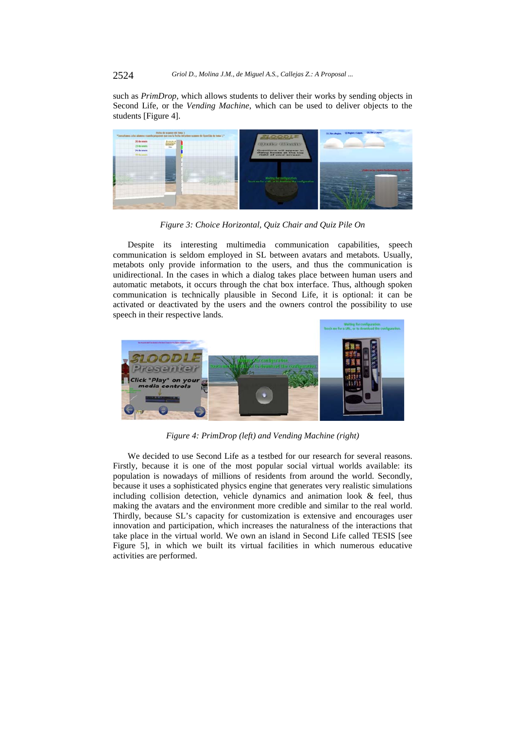such as *PrimDrop*, which allows students to deliver their works by sending objects in Second Life, or the *Vending Machine*, which can be used to deliver objects to the students [Figure 4].

*Figure 3: Choice Horizontal, Quiz Chair and Quiz Pile On*

Despite its interesting multimedia communication capabilities, speech communication is seldom employed in SL between avatars and metabots. Usually, metabots only provide information to the users, and thus the communication is unidirectional. In the cases in which a dialog takes place between human users and automatic metabots, it occurs through the chat box interface. Thus, although spoken communication is technically plausible in Second Life, it is optional: it can be activated or deactivated by the users and the owners control the possibility to use speech in their respective lands.

*Figure 4: PrimDrop (left) and Vending Machine (right)*

We decided to use Second Life as a testbed for our research for several reasons. Firstly, because it is one of the most popular social virtual worlds available: its population is nowadays of millions of residents from around the world. Secondly, because it uses a sophisticated physics engine that generates very realistic simulations including collision detection, vehicle dynamics and animation look & feel, thus making the avatars and the environment more credible and similar to the real world. Thirdly, because SL's capacity for customization is extensive and encourages user innovation and participation, which increases the naturalness of the interactions that take place in the virtual world. We own an island in Second Life called TESIS [see Figure 5], in which we built its virtual facilities in which numerous educative activities are performed.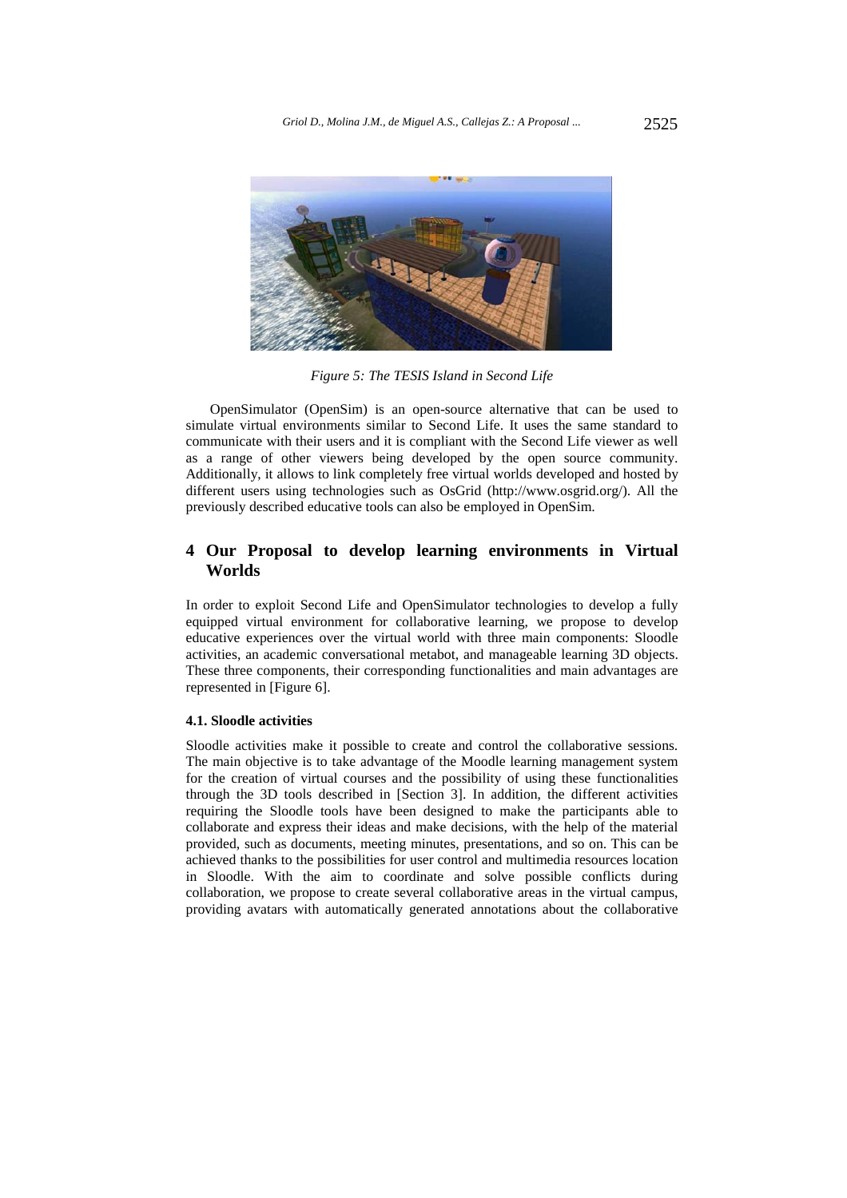*Figure 5: The TESIS Island in Second Life*

OpenSimulator (OpenSim) is an open-source alternative that can be used to simulate virtual environments similar to Second Life. It uses the same standard to communicate with their users and it is compliant with the Second Life viewer as well as a range of other viewers being developed by the open source community. Additionally, it allows to link completely free virtual worlds developed and hosted by different users using technologies such as OsGrid (http://www.osgrid.org/). All the previously described educative tools can also be employed in OpenSim.

## 4 Our Proposal to develop learning environments in Virtual Worlds

In order to exploit Second Life and OpenSimulator technologies to develop a fully equipped virtual environment for collaborative learning, we propose to develop educative experiences over the virtual world with three main components: Sloodle activities, an academic conversational metabot, and manageable learning 3D objects. These three components, their corresponding functionalities and main advantages are represented in [Figure 6].

### 4.1. Sloodle activities

Sloodle activities make it possible to create and control the collaborative sessions. The main objective is to take advantage of the Moodle learning management system for the creation of virtual courses and the possibility of using these functionalities through the 3D tools described in [Section 3]. In addition, the different activities requiring the Sloodle tools have been designed to make the participants able to collaborate and express their ideas and make decisions, with the help of the material provided, such as documents, meeting minutes, presentations, and so on. This can be achieved thanks to the possibilities for user control and multimedia resources location in Sloodle. With the aim to coordinate and solve possible conflicts during collaboration, we propose to create several collaborative areas in the virtual campus, providing avatars with automatically generated annotations about the collaborative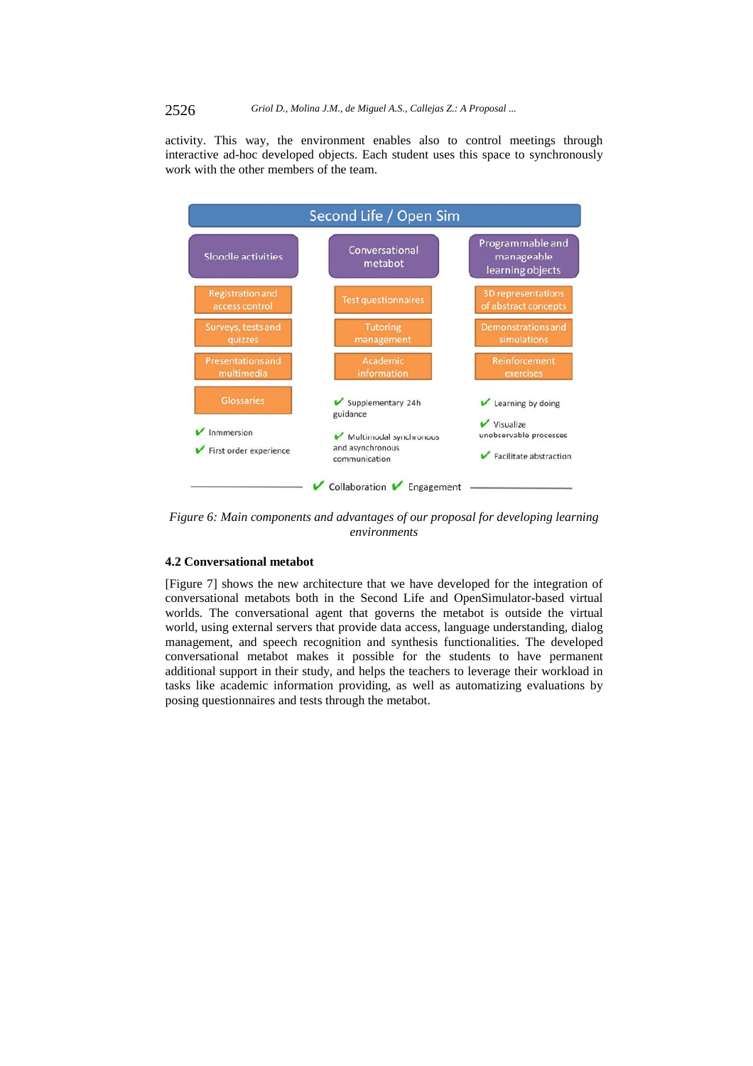activity. This way, the environment enables also to control meetings through interactive ad-hoc developed objects. Each student uses this space to synchronously work with the other members of the team.

Second Life / Open Sim

| Sloodle activities | Conversational metabot | Programmable and manageable learning objects |
|---|---|---|
| Registration and access control | Test questionnaires | 3D representations of abstract concepts |
| Surveys, tests and quizzes | Tutoring management | Demonstrations and simulations |
| Presentations and multimedia | Academic information | Reinforcement exercises |
| Glossaries | ✔ Supplementary 24h guidance | ✔ Learning by doing |
| ✔ Inmersion | ✔ Multimodal synchronous and asynchronous communication | ✔ Visualize unobservable processes |
| ✔ First order experience | | ✔ Facilitate abstraction |

✔ Collaboration ✔ Engagement

*Figure 6: Main components and advantages of our proposal for developing learning environments*

### 4.2 Conversational metabot

[Figure 7] shows the new architecture that we have developed for the integration of conversational metabots both in the Second Life and OpenSimulator-based virtual worlds. The conversational agent that governs the metabot is outside the virtual world, using external servers that provide data access, language understanding, dialog management, and speech recognition and synthesis functionalities. The developed conversational metabot makes it possible for the students to have permanent additional support in their study, and helps the teachers to leverage their workload in tasks like academic information providing, as well as automatizing evaluations by posing questionnaires and tests through the metabot.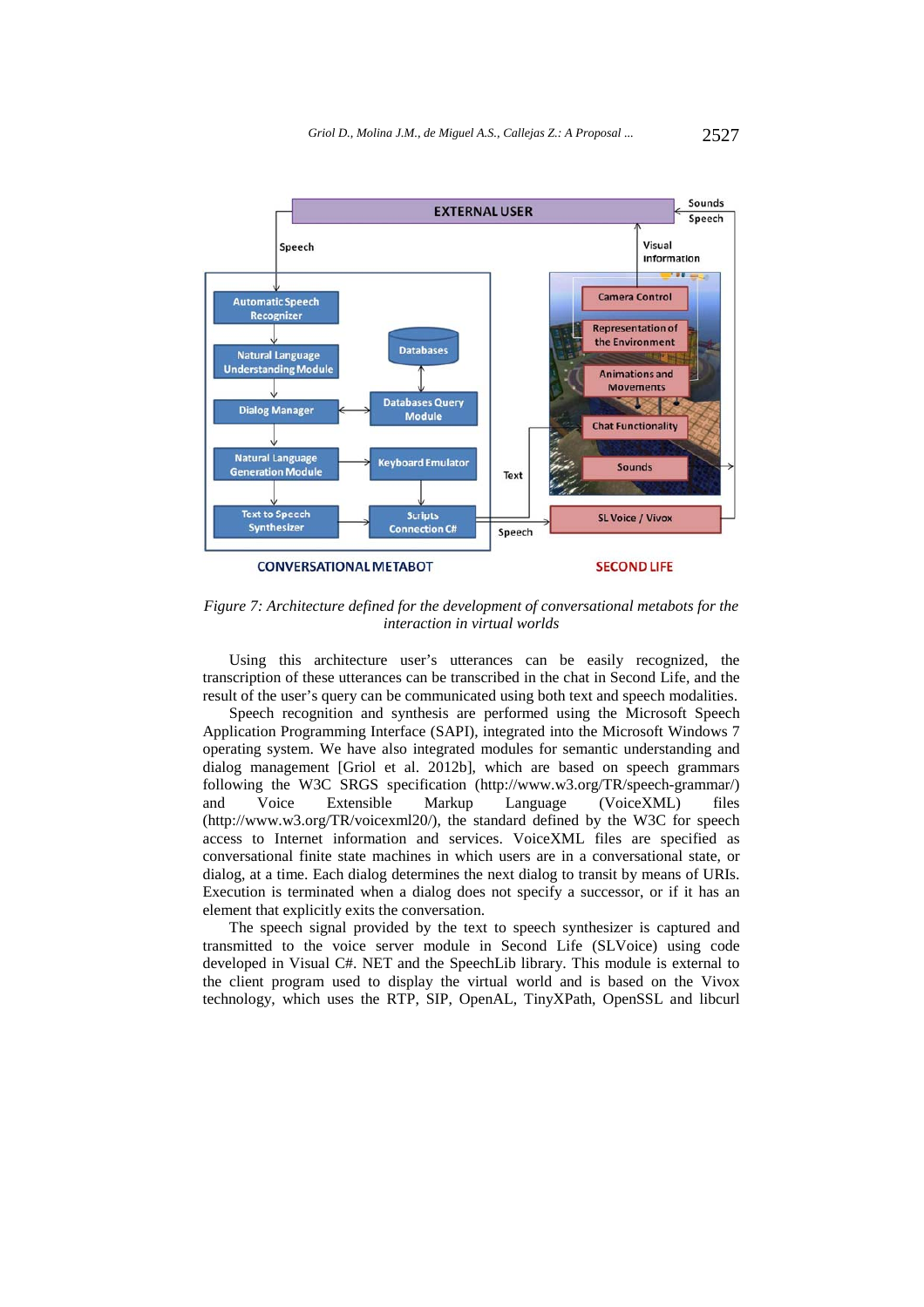*Figure 7: Architecture defined for the development of conversational metabots for the interaction in virtual worlds*

Using this architecture user's utterances can be easily recognized, the transcription of these utterances can be transcribed in the chat in Second Life, and the result of the user's query can be communicated using both text and speech modalities.

Speech recognition and synthesis are performed using the Microsoft Speech Application Programming Interface (SAPI), integrated into the Microsoft Windows 7 operating system. We have also integrated modules for semantic understanding and dialog management [Griol et al. 2012b], which are based on speech grammars following the W3C SRGS specification (http://www.w3.org/TR/speech-grammar/) and Voice Extensible Markup Language (VoiceXML) files (http://www.w3.org/TR/voicexml20/), the standard defined by the W3C for speech access to Internet information and services. VoiceXML files are specified as conversational finite state machines in which users are in a conversational state, or dialog, at a time. Each dialog determines the next dialog to transit by means of URIs. Execution is terminated when a dialog does not specify a successor, or if it has an element that explicitly exits the conversation.

The speech signal provided by the text to speech synthesizer is captured and transmitted to the voice server module in Second Life (SLVoice) using code developed in Visual C#. NET and the SpeechLib library. This module is external to the client program used to display the virtual world and is based on the Vivox technology, which uses the RTP, SIP, OpenAL, TinyXPath, OpenSSL and libcurl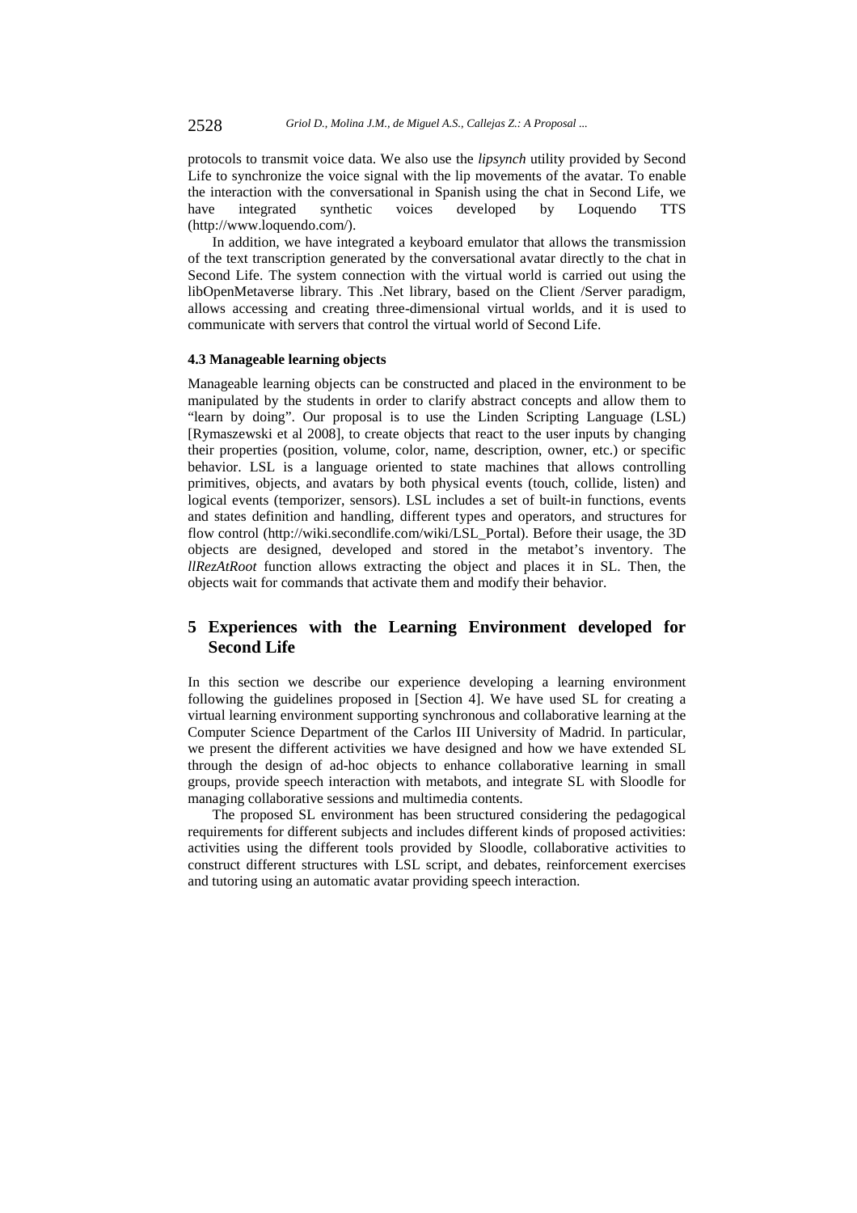protocols to transmit voice data. We also use the *lipsynch* utility provided by Second Life to synchronize the voice signal with the lip movements of the avatar. To enable the interaction with the conversational in Spanish using the chat in Second Life, we have integrated synthetic voices developed by Loquendo TTS (http://www.loquendo.com/).

In addition, we have integrated a keyboard emulator that allows the transmission of the text transcription generated by the conversational avatar directly to the chat in Second Life. The system connection with the virtual world is carried out using the libOpenMetaverse library. This .Net library, based on the Client /Server paradigm, allows accessing and creating three-dimensional virtual worlds, and it is used to communicate with servers that control the virtual world of Second Life.

### 4.3 Manageable learning objects

Manageable learning objects can be constructed and placed in the environment to be manipulated by the students in order to clarify abstract concepts and allow them to "learn by doing". Our proposal is to use the Linden Scripting Language (LSL) [Rymaszewski et al 2008], to create objects that react to the user inputs by changing their properties (position, volume, color, name, description, owner, etc.) or specific behavior. LSL is a language oriented to state machines that allows controlling primitives, objects, and avatars by both physical events (touch, collide, listen) and logical events (temporizer, sensors). LSL includes a set of built-in functions, events and states definition and handling, different types and operators, and structures for flow control (http://wiki.secondlife.com/wiki/LSL_Portal). Before their usage, the 3D objects are designed, developed and stored in the metabot's inventory. The *llRezAtRoot* function allows extracting the object and places it in SL. Then, the objects wait for commands that activate them and modify their behavior.

## 5 Experiences with the Learning Environment developed for Second Life

In this section we describe our experience developing a learning environment following the guidelines proposed in [Section 4]. We have used SL for creating a virtual learning environment supporting synchronous and collaborative learning at the Computer Science Department of the Carlos III University of Madrid. In particular, we present the different activities we have designed and how we have extended SL through the design of ad-hoc objects to enhance collaborative learning in small groups, provide speech interaction with metabots, and integrate SL with Sloodle for managing collaborative sessions and multimedia contents.

The proposed SL environment has been structured considering the pedagogical requirements for different subjects and includes different kinds of proposed activities: activities using the different tools provided by Sloodle, collaborative activities to construct different structures with LSL script, and debates, reinforcement exercises and tutoring using an automatic avatar providing speech interaction.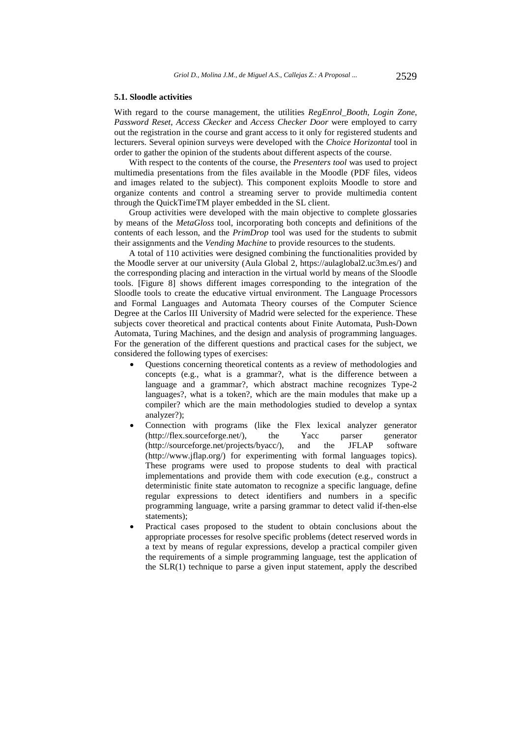### 5.1. Sloodle activities

With regard to the course management, the utilities *RegEnrol_Booth*, *Login Zone*, *Password Reset*, *Access Ckecker* and *Access Checker Door* were employed to carry out the registration in the course and grant access to it only for registered students and lecturers. Several opinion surveys were developed with the *Choice Horizontal* tool in order to gather the opinion of the students about different aspects of the course.

With respect to the contents of the course, the *Presenters tool* was used to project multimedia presentations from the files available in the Moodle (PDF files, videos and images related to the subject). This component exploits Moodle to store and organize contents and control a streaming server to provide multimedia content through the QuickTimeTM player embedded in the SL client.

Group activities were developed with the main objective to complete glossaries by means of the *MetaGloss* tool, incorporating both concepts and definitions of the contents of each lesson, and the *PrimDrop* tool was used for the students to submit their assignments and the *Vending Machine* to provide resources to the students.

A total of 110 activities were designed combining the functionalities provided by the Moodle server at our university (Aula Global 2, https://aulaglobal2.uc3m.es/) and the corresponding placing and interaction in the virtual world by means of the Sloodle tools. [Figure 8] shows different images corresponding to the integration of the Sloodle tools to create the educative virtual environment. The Language Processors and Formal Languages and Automata Theory courses of the Computer Science Degree at the Carlos III University of Madrid were selected for the experience. These subjects cover theoretical and practical contents about Finite Automata, Push-Down Automata, Turing Machines, and the design and analysis of programming languages. For the generation of the different questions and practical cases for the subject, we considered the following types of exercises:

- Questions concerning theoretical contents as a review of methodologies and concepts (e.g., what is a grammar?, what is the difference between a language and a grammar?, which abstract machine recognizes Type-2 languages?, what is a token?, which are the main modules that make up a compiler? which are the main methodologies studied to develop a syntax analyzer?);
- Connection with programs (like the Flex lexical analyzer generator (http://flex.sourceforge.net/), the Yacc parser generator (http://sourceforge.net/projects/byacc/), and the JFLAP software (http://www.jflap.org/) for experimenting with formal languages topics). These programs were used to propose students to deal with practical implementations and provide them with code execution (e.g., construct a deterministic finite state automaton to recognize a specific language, define regular expressions to detect identifiers and numbers in a specific programming language, write a parsing grammar to detect valid if-then-else statements);
- Practical cases proposed to the student to obtain conclusions about the appropriate processes for resolve specific problems (detect reserved words in a text by means of regular expressions, develop a practical compiler given the requirements of a simple programming language, test the application of the SLR(1) technique to parse a given input statement, apply the described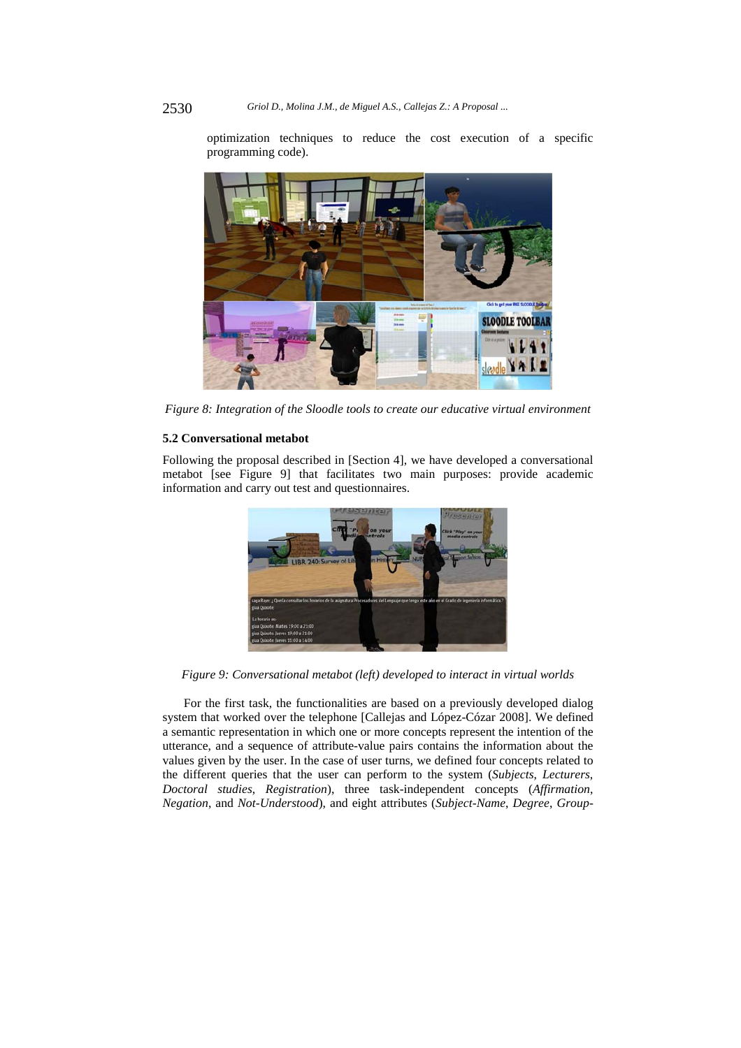optimization techniques to reduce the cost execution of a specific programming code).

*Figure 8: Integration of the Sloodle tools to create our educative virtual environment*

### 5.2 Conversational metabot

Following the proposal described in [Section 4], we have developed a conversational metabot [see Figure 9] that facilitates two main purposes: provide academic information and carry out test and questionnaires.

*Figure 9: Conversational metabot (left) developed to interact in virtual worlds*

For the first task, the functionalities are based on a previously developed dialog system that worked over the telephone [Callejas and López-Cózar 2008]. We defined a semantic representation in which one or more concepts represent the intention of the utterance, and a sequence of attribute-value pairs contains the information about the values given by the user. In the case of user turns, we defined four concepts related to the different queries that the user can perform to the system (*Subjects*, *Lecturers*, *Doctoral studies*, *Registration*), three task-independent concepts (*Affirmation*, *Negation*, and *Not-Understood*), and eight attributes (*Subject-Name*, *Degree*, *Group-*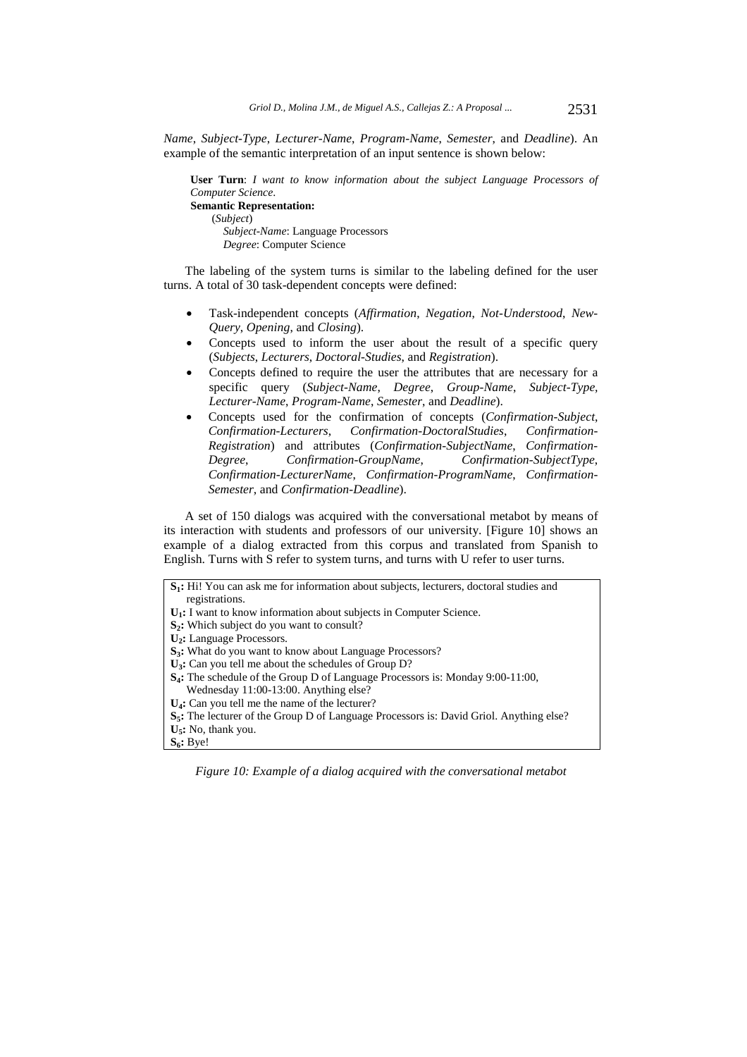*Name*, *Subject-Type*, *Lecturer-Name*, *Program-Name*, *Semester*, and *Deadline*). An example of the semantic interpretation of an input sentence is shown below:

> **User Turn**: *I want to know information about the subject Language Processors of Computer Science.*
> **Semantic Representation:**
> (*Subject*)
> *Subject-Name*: Language Processors
> *Degree*: Computer Science

The labeling of the system turns is similar to the labeling defined for the user turns. A total of 30 task-dependent concepts were defined:

- Task-independent concepts (*Affirmation*, *Negation*, *Not-Understood*, *New-Query*, *Opening*, and *Closing*).
- Concepts used to inform the user about the result of a specific query (*Subjects*, *Lecturers*, *Doctoral-Studies*, and *Registration*).
- Concepts defined to require the user the attributes that are necessary for a specific query (*Subject-Name*, *Degree*, *Group-Name*, *Subject-Type*, *Lecturer-Name*, *Program-Name*, *Semester*, and *Deadline*).
- Concepts used for the confirmation of concepts (*Confirmation-Subject*, *Confirmation-Lecturers*, *Confirmation-DoctoralStudies*, *Confirmation-Registration*) and attributes (*Confirmation-SubjectName*, *Confirmation-Degree*, *Confirmation-GroupName*, *Confirmation-SubjectType*, *Confirmation-LecturerName*, *Confirmation-ProgramName*, *Confirmation-Semester*, and *Confirmation-Deadline*).

A set of 150 dialogs was acquired with the conversational metabot by means of its interaction with students and professors of our university. [Figure 10] shows an example of a dialog extracted from this corpus and translated from Spanish to English. Turns with S refer to system turns, and turns with U refer to user turns.

**S$_1$:** Hi! You can ask me for information about subjects, lecturers, doctoral studies and registrations.
**U$_1$:** I want to know information about subjects in Computer Science.
**S$_2$:** Which subject do you want to consult?
**U$_2$:** Language Processors.
**S$_3$:** What do you want to know about Language Processors?
**U$_3$:** Can you tell me about the schedules of Group D?
**S$_4$:** The schedule of the Group D of Language Processors is: Monday 9:00-11:00, Wednesday 11:00-13:00. Anything else?
**U$_4$:** Can you tell me the name of the lecturer?
**S$_5$:** The lecturer of the Group D of Language Processors is: David Griol. Anything else?
**U$_5$:** No, thank you.
**S$_6$:** Bye!

*Figure 10: Example of a dialog acquired with the conversational metabot*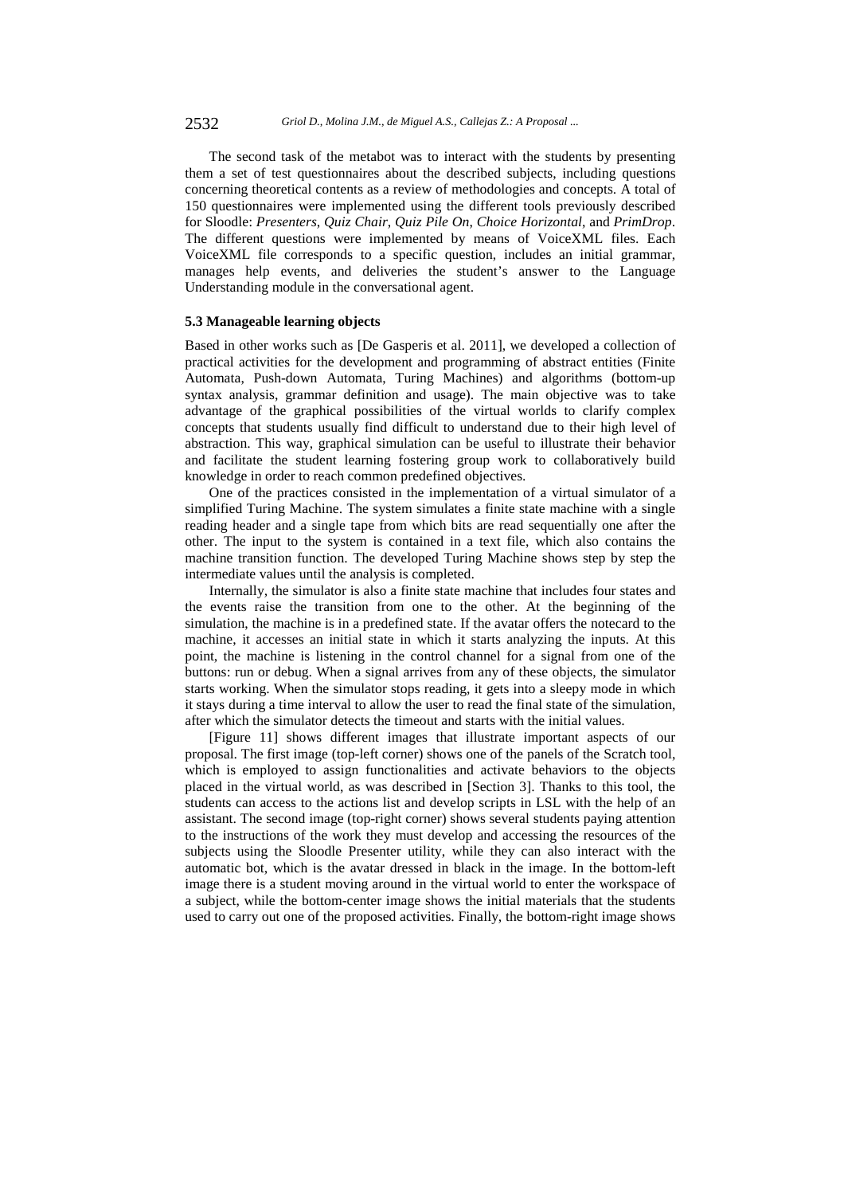The second task of the metabot was to interact with the students by presenting them a set of test questionnaires about the described subjects, including questions concerning theoretical contents as a review of methodologies and concepts. A total of 150 questionnaires were implemented using the different tools previously described for Sloodle: *Presenters*, *Quiz Chair*, *Quiz Pile On*, *Choice Horizontal*, and *PrimDrop*. The different questions were implemented by means of VoiceXML files. Each VoiceXML file corresponds to a specific question, includes an initial grammar, manages help events, and deliveries the student's answer to the Language Understanding module in the conversational agent.

### 5.3 Manageable learning objects

Based in other works such as [De Gasperis et al. 2011], we developed a collection of practical activities for the development and programming of abstract entities (Finite Automata, Push-down Automata, Turing Machines) and algorithms (bottom-up syntax analysis, grammar definition and usage). The main objective was to take advantage of the graphical possibilities of the virtual worlds to clarify complex concepts that students usually find difficult to understand due to their high level of abstraction. This way, graphical simulation can be useful to illustrate their behavior and facilitate the student learning fostering group work to collaboratively build knowledge in order to reach common predefined objectives.

One of the practices consisted in the implementation of a virtual simulator of a simplified Turing Machine. The system simulates a finite state machine with a single reading header and a single tape from which bits are read sequentially one after the other. The input to the system is contained in a text file, which also contains the machine transition function. The developed Turing Machine shows step by step the intermediate values until the analysis is completed.

Internally, the simulator is also a finite state machine that includes four states and the events raise the transition from one to the other. At the beginning of the simulation, the machine is in a predefined state. If the avatar offers the notecard to the machine, it accesses an initial state in which it starts analyzing the inputs. At this point, the machine is listening in the control channel for a signal from one of the buttons: run or debug. When a signal arrives from any of these objects, the simulator starts working. When the simulator stops reading, it gets into a sleepy mode in which it stays during a time interval to allow the user to read the final state of the simulation, after which the simulator detects the timeout and starts with the initial values.

[Figure 11] shows different images that illustrate important aspects of our proposal. The first image (top-left corner) shows one of the panels of the Scratch tool, which is employed to assign functionalities and activate behaviors to the objects placed in the virtual world, as was described in [Section 3]. Thanks to this tool, the students can access to the actions list and develop scripts in LSL with the help of an assistant. The second image (top-right corner) shows several students paying attention to the instructions of the work they must develop and accessing the resources of the subjects using the Sloodle Presenter utility, while they can also interact with the automatic bot, which is the avatar dressed in black in the image. In the bottom-left image there is a student moving around in the virtual world to enter the workspace of a subject, while the bottom-center image shows the initial materials that the students used to carry out one of the proposed activities. Finally, the bottom-right image shows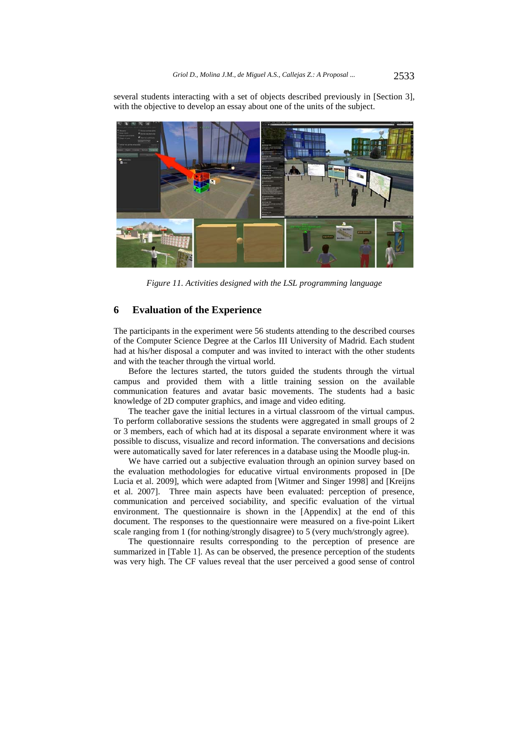several students interacting with a set of objects described previously in [Section 3], with the objective to develop an essay about one of the units of the subject.

*Figure 11. Activities designed with the LSL programming language*

## 6 Evaluation of the Experience

The participants in the experiment were 56 students attending to the described courses of the Computer Science Degree at the Carlos III University of Madrid. Each student had at his/her disposal a computer and was invited to interact with the other students and with the teacher through the virtual world.

Before the lectures started, the tutors guided the students through the virtual campus and provided them with a little training session on the available communication features and avatar basic movements. The students had a basic knowledge of 2D computer graphics, and image and video editing.

The teacher gave the initial lectures in a virtual classroom of the virtual campus. To perform collaborative sessions the students were aggregated in small groups of 2 or 3 members, each of which had at its disposal a separate environment where it was possible to discuss, visualize and record information. The conversations and decisions were automatically saved for later references in a database using the Moodle plug-in.

We have carried out a subjective evaluation through an opinion survey based on the evaluation methodologies for educative virtual environments proposed in [De Lucia et al. 2009], which were adapted from [Witmer and Singer 1998] and [Kreijns et al. 2007]. Three main aspects have been evaluated: perception of presence, communication and perceived sociability, and specific evaluation of the virtual environment. The questionnaire is shown in the [Appendix] at the end of this document. The responses to the questionnaire were measured on a five-point Likert scale ranging from 1 (for nothing/strongly disagree) to 5 (very much/strongly agree).

The questionnaire results corresponding to the perception of presence are summarized in [Table 1]. As can be observed, the presence perception of the students was very high. The CF values reveal that the user perceived a good sense of control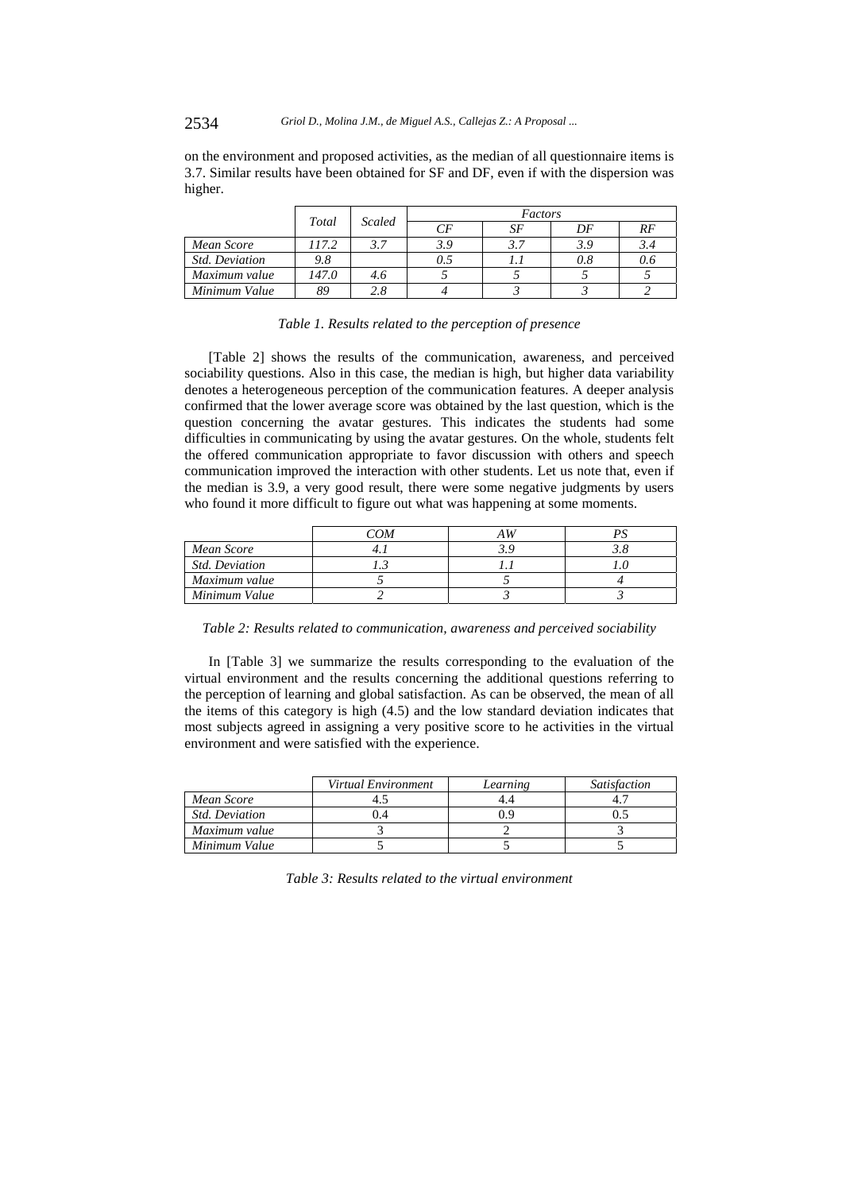on the environment and proposed activities, as the median of all questionnaire items is 3.7. Similar results have been obtained for SF and DF, even if with the dispersion was higher.

| | *Total* | *Scaled* | *Factors* | | | |
|---|---|---|---|---|---|---|
| | | | *CF* | *SF* | *DF* | *RF* |
| *Mean Score* | *117.2* | *3.7* | *3.9* | *3.7* | *3.9* | *3.4* |
| *Std. Deviation* | *9.8* | | *0.5* | *1.1* | *0.8* | *0.6* |
| *Maximum value* | *147.0* | *4.6* | *5* | *5* | *5* | *5* |
| *Minimum Value* | *89* | *2.8* | *4* | *3* | *3* | *2* |

*Table 1. Results related to the perception of presence*

[Table 2] shows the results of the communication, awareness, and perceived sociability questions. Also in this case, the median is high, but higher data variability denotes a heterogeneous perception of the communication features. A deeper analysis confirmed that the lower average score was obtained by the last question, which is the question concerning the avatar gestures. This indicates the students had some difficulties in communicating by using the avatar gestures. On the whole, students felt the offered communication appropriate to favor discussion with others and speech communication improved the interaction with other students. Let us note that, even if the median is 3.9, a very good result, there were some negative judgments by users who found it more difficult to figure out what was happening at some moments.

| | *COM* | *AW* | *PS* |
|---|---|---|---|
| *Mean Score* | *4.1* | *3.9* | *3.8* |
| *Std. Deviation* | *1.3* | *1.1* | *1.0* |
| *Maximum value* | *5* | *5* | *4* |
| *Minimum Value* | *2* | *3* | *3* |

*Table 2: Results related to communication, awareness and perceived sociability*

In [Table 3] we summarize the results corresponding to the evaluation of the virtual environment and the results concerning the additional questions referring to the perception of learning and global satisfaction. As can be observed, the mean of all the items of this category is high (4.5) and the low standard deviation indicates that most subjects agreed in assigning a very positive score to he activities in the virtual environment and were satisfied with the experience.

| | *Virtual Environment* | *Learning* | *Satisfaction* |
|---|---|---|---|
| *Mean Score* | 4.5 | 4.4 | 4.7 |
| *Std. Deviation* | 0.4 | 0.9 | 0.5 |
| *Maximum value* | 3 | 2 | 3 |
| *Minimum Value* | 5 | 5 | 5 |

*Table 3: Results related to the virtual environment*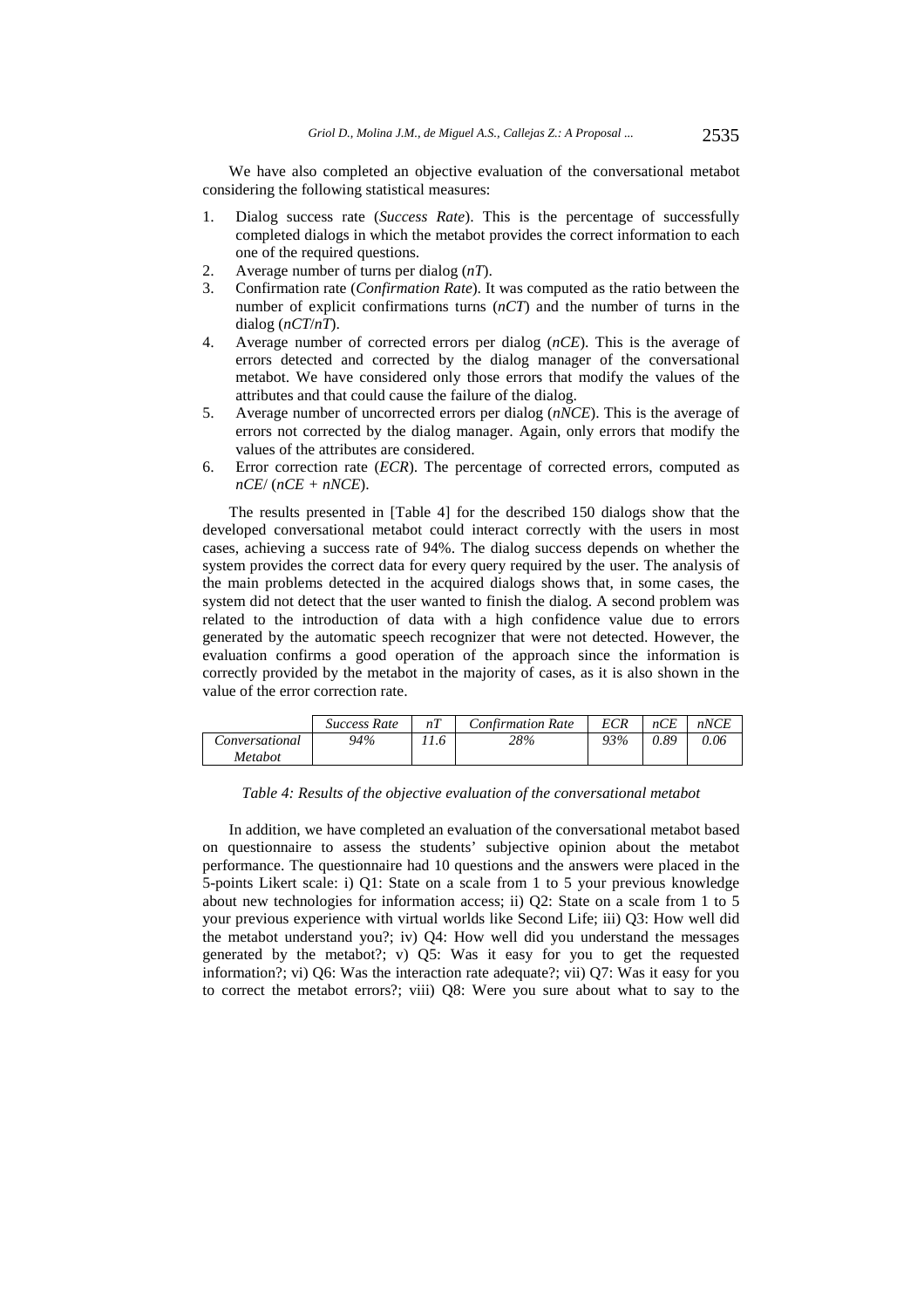We have also completed an objective evaluation of the conversational metabot considering the following statistical measures:

1. Dialog success rate (*Success Rate*). This is the percentage of successfully completed dialogs in which the metabot provides the correct information to each one of the required questions.
2. Average number of turns per dialog (*nT*).
3. Confirmation rate (*Confirmation Rate*). It was computed as the ratio between the number of explicit confirmations turns (*nCT*) and the number of turns in the dialog (*nCT*/*nT*).
4. Average number of corrected errors per dialog (*nCE*). This is the average of errors detected and corrected by the dialog manager of the conversational metabot. We have considered only those errors that modify the values of the attributes and that could cause the failure of the dialog.
5. Average number of uncorrected errors per dialog (*nNCE*). This is the average of errors not corrected by the dialog manager. Again, only errors that modify the values of the attributes are considered.
6. Error correction rate (*ECR*). The percentage of corrected errors, computed as *nCE*/ (*nCE* + *nNCE*).

The results presented in [Table 4] for the described 150 dialogs show that the developed conversational metabot could interact correctly with the users in most cases, achieving a success rate of 94%. The dialog success depends on whether the system provides the correct data for every query required by the user. The analysis of the main problems detected in the acquired dialogs shows that, in some cases, the system did not detect that the user wanted to finish the dialog. A second problem was related to the introduction of data with a high confidence value due to errors generated by the automatic speech recognizer that were not detected. However, the evaluation confirms a good operation of the approach since the information is correctly provided by the metabot in the majority of cases, as it is also shown in the value of the error correction rate.

| | *Success Rate* | *nT* | *Confirmation Rate* | *ECR* | *nCE* | *nNCE* |
|---|---|---|---|---|---|---|
| *Conversational Metabot* | *94%* | *11.6* | *28%* | *93%* | *0.89* | *0.06* |

*Table 4: Results of the objective evaluation of the conversational metabot*

In addition, we have completed an evaluation of the conversational metabot based on questionnaire to assess the students' subjective opinion about the metabot performance. The questionnaire had 10 questions and the answers were placed in the 5-points Likert scale: i) Q1: State on a scale from 1 to 5 your previous knowledge about new technologies for information access; ii) Q2: State on a scale from 1 to 5 your previous experience with virtual worlds like Second Life; iii) Q3: How well did the metabot understand you?; iv) Q4: How well did you understand the messages generated by the metabot?; v) Q5: Was it easy for you to get the requested information?; vi) Q6: Was the interaction rate adequate?; vii) Q7: Was it easy for you to correct the metabot errors?; viii) Q8: Were you sure about what to say to the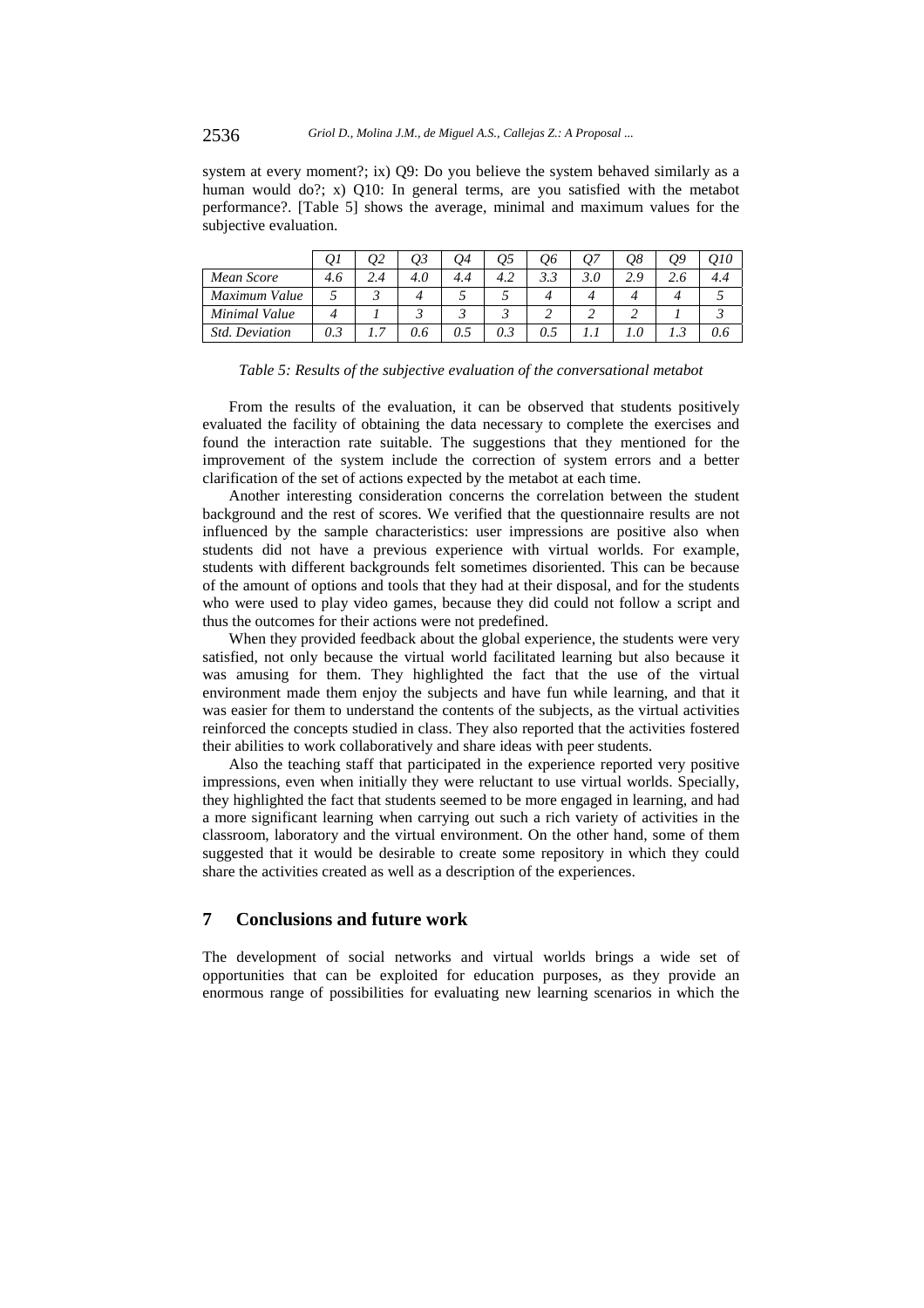system at every moment?; ix) Q9: Do you believe the system behaved similarly as a human would do?; x) Q10: In general terms, are you satisfied with the metabot performance?. [Table 5] shows the average, minimal and maximum values for the subjective evaluation.

| | *Q1* | *Q2* | *Q3* | *Q4* | *Q5* | *Q6* | *Q7* | *Q8* | *Q9* | *Q10* |
|---|---|---|---|---|---|---|---|---|---|---|
| *Mean Score* | *4.6* | *2.4* | *4.0* | *4.4* | *4.2* | *3.3* | *3.0* | *2.9* | *2.6* | *4.4* |
| *Maximum Value* | *5* | *3* | *4* | *5* | *5* | *4* | *4* | *4* | *4* | *5* |
| *Minimal Value* | *4* | *1* | *3* | *3* | *3* | *2* | *2* | *2* | *1* | *3* |
| *Std. Deviation* | *0.3* | *1.7* | *0.6* | *0.5* | *0.3* | *0.5* | *1.1* | *1.0* | *1.3* | *0.6* |

*Table 5: Results of the subjective evaluation of the conversational metabot*

From the results of the evaluation, it can be observed that students positively evaluated the facility of obtaining the data necessary to complete the exercises and found the interaction rate suitable. The suggestions that they mentioned for the improvement of the system include the correction of system errors and a better clarification of the set of actions expected by the metabot at each time.

Another interesting consideration concerns the correlation between the student background and the rest of scores. We verified that the questionnaire results are not influenced by the sample characteristics: user impressions are positive also when students did not have a previous experience with virtual worlds. For example, students with different backgrounds felt sometimes disoriented. This can be because of the amount of options and tools that they had at their disposal, and for the students who were used to play video games, because they did could not follow a script and thus the outcomes for their actions were not predefined.

When they provided feedback about the global experience, the students were very satisfied, not only because the virtual world facilitated learning but also because it was amusing for them. They highlighted the fact that the use of the virtual environment made them enjoy the subjects and have fun while learning, and that it was easier for them to understand the contents of the subjects, as the virtual activities reinforced the concepts studied in class. They also reported that the activities fostered their abilities to work collaboratively and share ideas with peer students.

Also the teaching staff that participated in the experience reported very positive impressions, even when initially they were reluctant to use virtual worlds. Specially, they highlighted the fact that students seemed to be more engaged in learning, and had a more significant learning when carrying out such a rich variety of activities in the classroom, laboratory and the virtual environment. On the other hand, some of them suggested that it would be desirable to create some repository in which they could share the activities created as well as a description of the experiences.

## 7 Conclusions and future work

The development of social networks and virtual worlds brings a wide set of opportunities that can be exploited for education purposes, as they provide an enormous range of possibilities for evaluating new learning scenarios in which the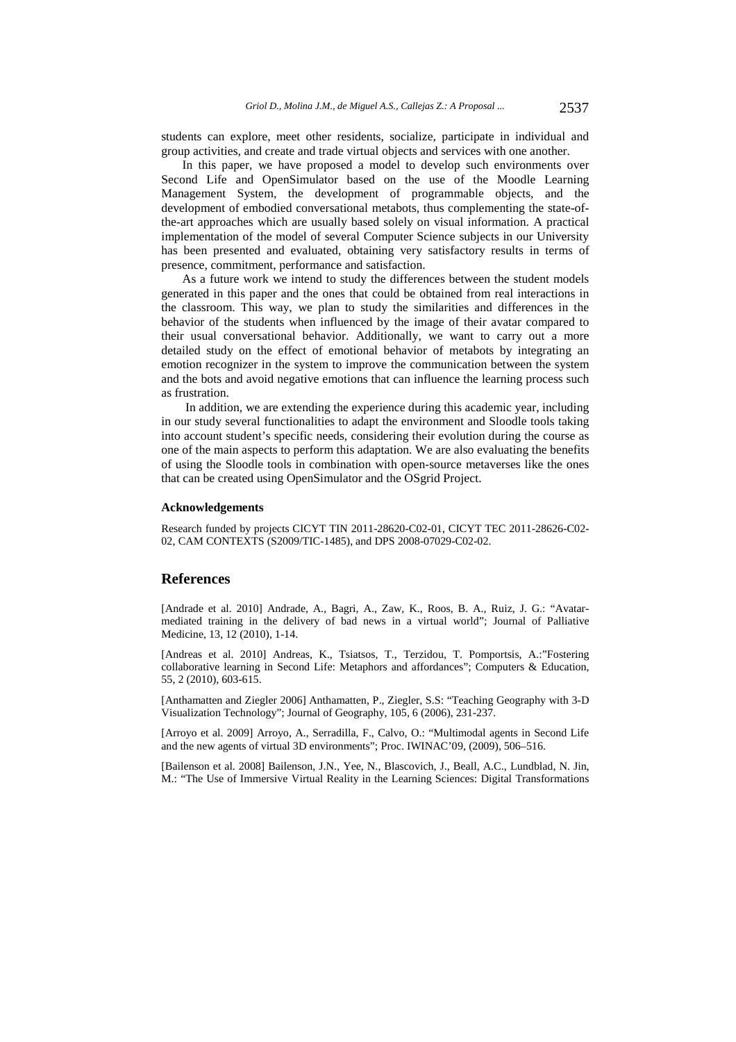students can explore, meet other residents, socialize, participate in individual and group activities, and create and trade virtual objects and services with one another.

In this paper, we have proposed a model to develop such environments over Second Life and OpenSimulator based on the use of the Moodle Learning Management System, the development of programmable objects, and the development of embodied conversational metabots, thus complementing the state-of-the-art approaches which are usually based solely on visual information. A practical implementation of the model of several Computer Science subjects in our University has been presented and evaluated, obtaining very satisfactory results in terms of presence, commitment, performance and satisfaction.

As a future work we intend to study the differences between the student models generated in this paper and the ones that could be obtained from real interactions in the classroom. This way, we plan to study the similarities and differences in the behavior of the students when influenced by the image of their avatar compared to their usual conversational behavior. Additionally, we want to carry out a more detailed study on the effect of emotional behavior of metabots by integrating an emotion recognizer in the system to improve the communication between the system and the bots and avoid negative emotions that can influence the learning process such as frustration.

In addition, we are extending the experience during this academic year, including in our study several functionalities to adapt the environment and Sloodle tools taking into account student's specific needs, considering their evolution during the course as one of the main aspects to perform this adaptation. We are also evaluating the benefits of using the Sloodle tools in combination with open-source metaverses like the ones that can be created using OpenSimulator and the OSgrid Project.

#### Acknowledgements

Research funded by projects CICYT TIN 2011-28620-C02-01, CICYT TEC 2011-28626-C02-02, CAM CONTEXTS (S2009/TIC-1485), and DPS 2008-07029-C02-02.

## References

[Andrade et al. 2010] Andrade, A., Bagri, A., Zaw, K., Roos, B. A., Ruiz, J. G.: "Avatar-mediated training in the delivery of bad news in a virtual world"; Journal of Palliative Medicine, 13, 12 (2010), 1-14.

[Andreas et al. 2010] Andreas, K., Tsiatsos, T., Terzidou, T. Pomportsis, A.:"Fostering collaborative learning in Second Life: Metaphors and affordances"; Computers & Education, 55, 2 (2010), 603-615.

[Anthamatten and Ziegler 2006] Anthamatten, P., Ziegler, S.S: "Teaching Geography with 3-D Visualization Technology"; Journal of Geography, 105, 6 (2006), 231-237.

[Arroyo et al. 2009] Arroyo, A., Serradilla, F., Calvo, O.: "Multimodal agents in Second Life and the new agents of virtual 3D environments"; Proc. IWINAC'09, (2009), 506–516.

[Bailenson et al. 2008] Bailenson, J.N., Yee, N., Blascovich, J., Beall, A.C., Lundblad, N. Jin, M.: "The Use of Immersive Virtual Reality in the Learning Sciences: Digital Transformations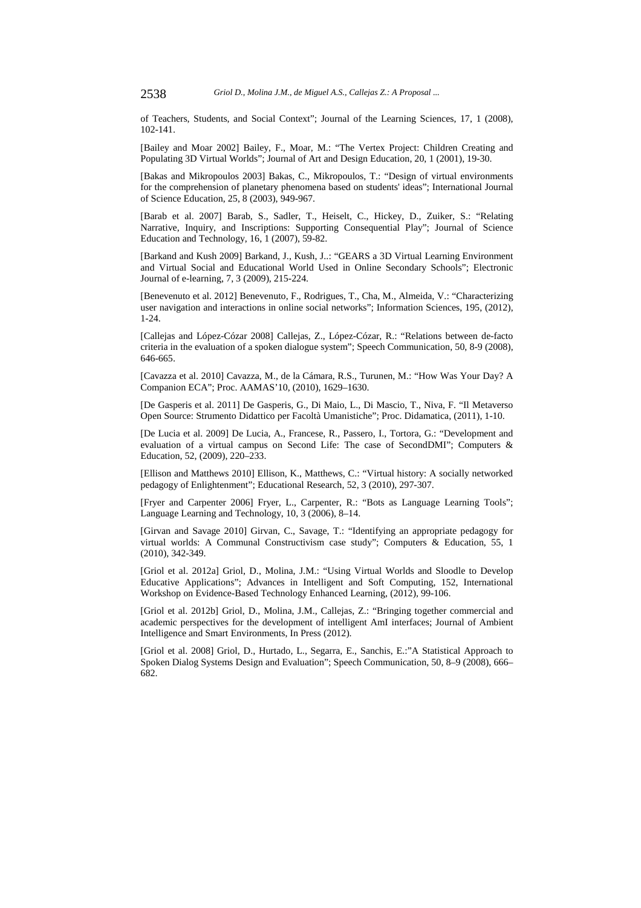of Teachers, Students, and Social Context"; Journal of the Learning Sciences, 17, 1 (2008), 102-141.

[Bailey and Moar 2002] Bailey, F., Moar, M.: "The Vertex Project: Children Creating and Populating 3D Virtual Worlds"; Journal of Art and Design Education, 20, 1 (2001), 19-30.

[Bakas and Mikropoulos 2003] Bakas, C., Mikropoulos, T.: "Design of virtual environments for the comprehension of planetary phenomena based on students' ideas"; International Journal of Science Education, 25, 8 (2003), 949-967.

[Barab et al. 2007] Barab, S., Sadler, T., Heiselt, C., Hickey, D., Zuiker, S.: "Relating Narrative, Inquiry, and Inscriptions: Supporting Consequential Play"; Journal of Science Education and Technology, 16, 1 (2007), 59-82.

[Barkand and Kush 2009] Barkand, J., Kush, J..: "GEARS a 3D Virtual Learning Environment and Virtual Social and Educational World Used in Online Secondary Schools"; Electronic Journal of e-learning, 7, 3 (2009), 215-224.

[Benevenuto et al. 2012] Benevenuto, F., Rodrigues, T., Cha, M., Almeida, V.: "Characterizing user navigation and interactions in online social networks"; Information Sciences, 195, (2012), 1-24.

[Callejas and López-Cózar 2008] Callejas, Z., López-Cózar, R.: "Relations between de-facto criteria in the evaluation of a spoken dialogue system"; Speech Communication, 50, 8-9 (2008), 646-665.

[Cavazza et al. 2010] Cavazza, M., de la Cámara, R.S., Turunen, M.: "How Was Your Day? A Companion ECA"; Proc. AAMAS'10, (2010), 1629–1630.

[De Gasperis et al. 2011] De Gasperis, G., Di Maio, L., Di Mascio, T., Niva, F. "Il Metaverso Open Source: Strumento Didattico per Facoltà Umanistiche"; Proc. Didamatica, (2011), 1-10.

[De Lucia et al. 2009] De Lucia, A., Francese, R., Passero, I., Tortora, G.: "Development and evaluation of a virtual campus on Second Life: The case of SecondDMI"; Computers & Education, 52, (2009), 220–233.

[Ellison and Matthews 2010] Ellison, K., Matthews, C.: "Virtual history: A socially networked pedagogy of Enlightenment"; Educational Research, 52, 3 (2010), 297-307.

[Fryer and Carpenter 2006] Fryer, L., Carpenter, R.: "Bots as Language Learning Tools"; Language Learning and Technology, 10, 3 (2006), 8–14.

[Girvan and Savage 2010] Girvan, C., Savage, T.: "Identifying an appropriate pedagogy for virtual worlds: A Communal Constructivism case study"; Computers & Education, 55, 1 (2010), 342-349.

[Griol et al. 2012a] Griol, D., Molina, J.M.: "Using Virtual Worlds and Sloodle to Develop Educative Applications"; Advances in Intelligent and Soft Computing, 152, International Workshop on Evidence-Based Technology Enhanced Learning, (2012), 99-106.

[Griol et al. 2012b] Griol, D., Molina, J.M., Callejas, Z.: "Bringing together commercial and academic perspectives for the development of intelligent AmI interfaces; Journal of Ambient Intelligence and Smart Environments, In Press (2012).

[Griol et al. 2008] Griol, D., Hurtado, L., Segarra, E., Sanchis, E.:"A Statistical Approach to Spoken Dialog Systems Design and Evaluation"; Speech Communication, 50, 8–9 (2008), 666–682.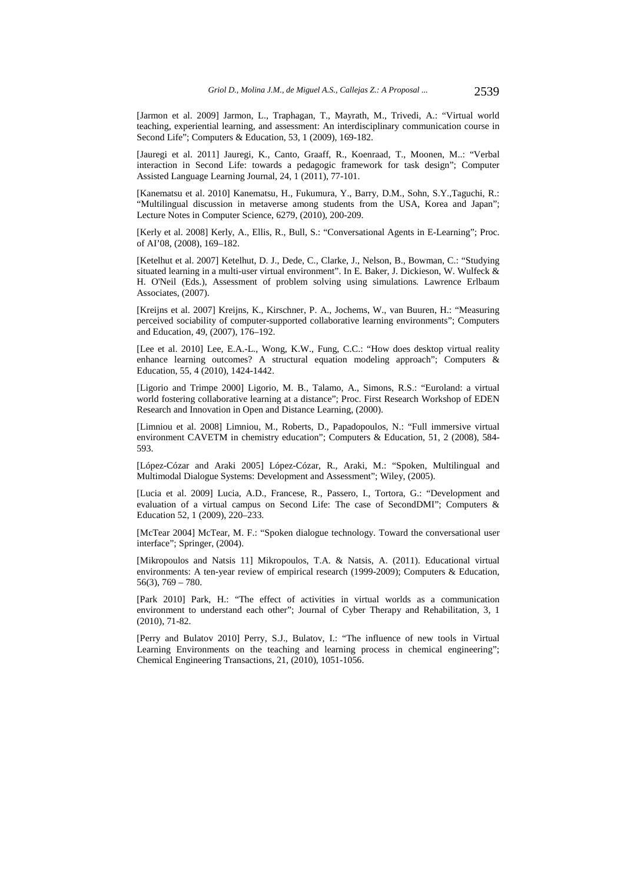[Jarmon et al. 2009] Jarmon, L., Traphagan, T., Mayrath, M., Trivedi, A.: "Virtual world teaching, experiential learning, and assessment: An interdisciplinary communication course in Second Life"; Computers & Education, 53, 1 (2009), 169-182.

[Jauregi et al. 2011] Jauregi, K., Canto, Graaff, R., Koenraad, T., Moonen, M..: "Verbal interaction in Second Life: towards a pedagogic framework for task design"; Computer Assisted Language Learning Journal, 24, 1 (2011), 77-101.

[Kanematsu et al. 2010] Kanematsu, H., Fukumura, Y., Barry, D.M., Sohn, S.Y.,Taguchi, R.: "Multilingual discussion in metaverse among students from the USA, Korea and Japan"; Lecture Notes in Computer Science, 6279, (2010), 200-209.

[Kerly et al. 2008] Kerly, A., Ellis, R., Bull, S.: "Conversational Agents in E-Learning"; Proc. of AI'08, (2008), 169–182.

[Ketelhut et al. 2007] Ketelhut, D. J., Dede, C., Clarke, J., Nelson, B., Bowman, C.: "Studying situated learning in a multi-user virtual environment". In E. Baker, J. Dickieson, W. Wulfeck & H. O'Neil (Eds.), Assessment of problem solving using simulations. Lawrence Erlbaum Associates, (2007).

[Kreijns et al. 2007] Kreijns, K., Kirschner, P. A., Jochems, W., van Buuren, H.: "Measuring perceived sociability of computer-supported collaborative learning environments"; Computers and Education, 49, (2007), 176–192.

[Lee et al. 2010] Lee, E.A.-L., Wong, K.W., Fung, C.C.: "How does desktop virtual reality enhance learning outcomes? A structural equation modeling approach"; Computers & Education, 55, 4 (2010), 1424-1442.

[Ligorio and Trimpe 2000] Ligorio, M. B., Talamo, A., Simons, R.S.: "Euroland: a virtual world fostering collaborative learning at a distance"; Proc. First Research Workshop of EDEN Research and Innovation in Open and Distance Learning, (2000).

[Limniou et al. 2008] Limniou, M., Roberts, D., Papadopoulos, N.: "Full immersive virtual environment CAVETM in chemistry education"; Computers & Education, 51, 2 (2008), 584-593.

[López-Cózar and Araki 2005] López-Cózar, R., Araki, M.: "Spoken, Multilingual and Multimodal Dialogue Systems: Development and Assessment"; Wiley, (2005).

[Lucia et al. 2009] Lucia, A.D., Francese, R., Passero, I., Tortora, G.: "Development and evaluation of a virtual campus on Second Life: The case of SecondDMI"; Computers & Education 52, 1 (2009), 220–233.

[McTear 2004] McTear, M. F.: "Spoken dialogue technology. Toward the conversational user interface"; Springer, (2004).

[Mikropoulos and Natsis 11] Mikropoulos, T.A. & Natsis, A. (2011). Educational virtual environments: A ten-year review of empirical research (1999-2009); Computers & Education, 56(3), 769 – 780.

[Park 2010] Park, H.: "The effect of activities in virtual worlds as a communication environment to understand each other"; Journal of Cyber Therapy and Rehabilitation, 3, 1 (2010), 71-82.

[Perry and Bulatov 2010] Perry, S.J., Bulatov, I.: "The influence of new tools in Virtual Learning Environments on the teaching and learning process in chemical engineering"; Chemical Engineering Transactions, 21, (2010), 1051-1056.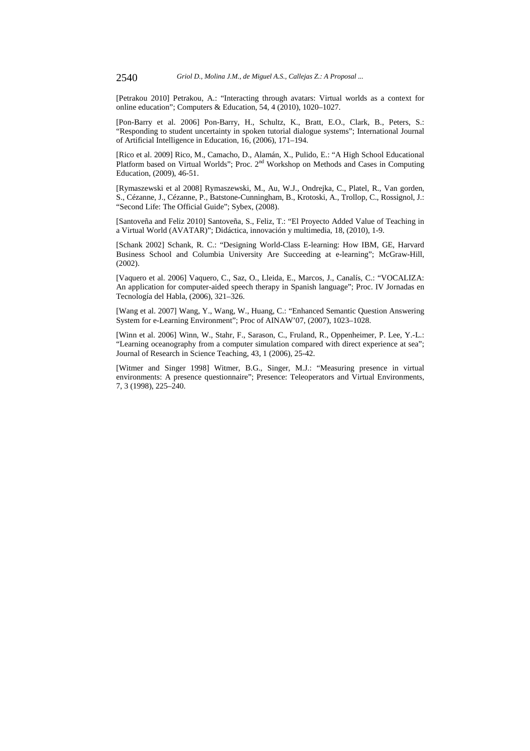[Petrakou 2010] Petrakou, A.: "Interacting through avatars: Virtual worlds as a context for online education"; Computers & Education, 54, 4 (2010), 1020–1027.

[Pon-Barry et al. 2006] Pon-Barry, H., Schultz, K., Bratt, E.O., Clark, B., Peters, S.: "Responding to student uncertainty in spoken tutorial dialogue systems"; International Journal of Artificial Intelligence in Education, 16, (2006), 171–194.

[Rico et al. 2009] Rico, M., Camacho, D., Alamán, X., Pulido, E.: "A High School Educational Platform based on Virtual Worlds"; Proc. 2nd Workshop on Methods and Cases in Computing Education, (2009), 46-51.

[Rymaszewski et al 2008] Rymaszewski, M., Au, W.J., Ondrejka, C., Platel, R., Van gorden, S., Cézanne, J., Cézanne, P., Batstone-Cunningham, B., Krotoski, A., Trollop, C., Rossignol, J.: "Second Life: The Official Guide"; Sybex, (2008).

[Santoveña and Feliz 2010] Santoveña, S., Feliz, T.: "El Proyecto Added Value of Teaching in a Virtual World (AVATAR)"; Didáctica, innovación y multimedia, 18, (2010), 1-9.

[Schank 2002] Schank, R. C.: "Designing World-Class E-learning: How IBM, GE, Harvard Business School and Columbia University Are Succeeding at e-learning"; McGraw-Hill, (2002).

[Vaquero et al. 2006] Vaquero, C., Saz, O., Lleida, E., Marcos, J., Canalís, C.: "VOCALIZA: An application for computer-aided speech therapy in Spanish language"; Proc. IV Jornadas en Tecnología del Habla, (2006), 321–326.

[Wang et al. 2007] Wang, Y., Wang, W., Huang, C.: "Enhanced Semantic Question Answering System for e-Learning Environment"; Proc of AINAW'07, (2007), 1023–1028.

[Winn et al. 2006] Winn, W., Stahr, F., Sarason, C., Fruland, R., Oppenheimer, P. Lee, Y.-L.: "Learning oceanography from a computer simulation compared with direct experience at sea"; Journal of Research in Science Teaching, 43, 1 (2006), 25-42.

[Witmer and Singer 1998] Witmer, B.G., Singer, M.J.: "Measuring presence in virtual environments: A presence questionnaire"; Presence: Teleoperators and Virtual Environments, 7, 3 (1998), 225–240.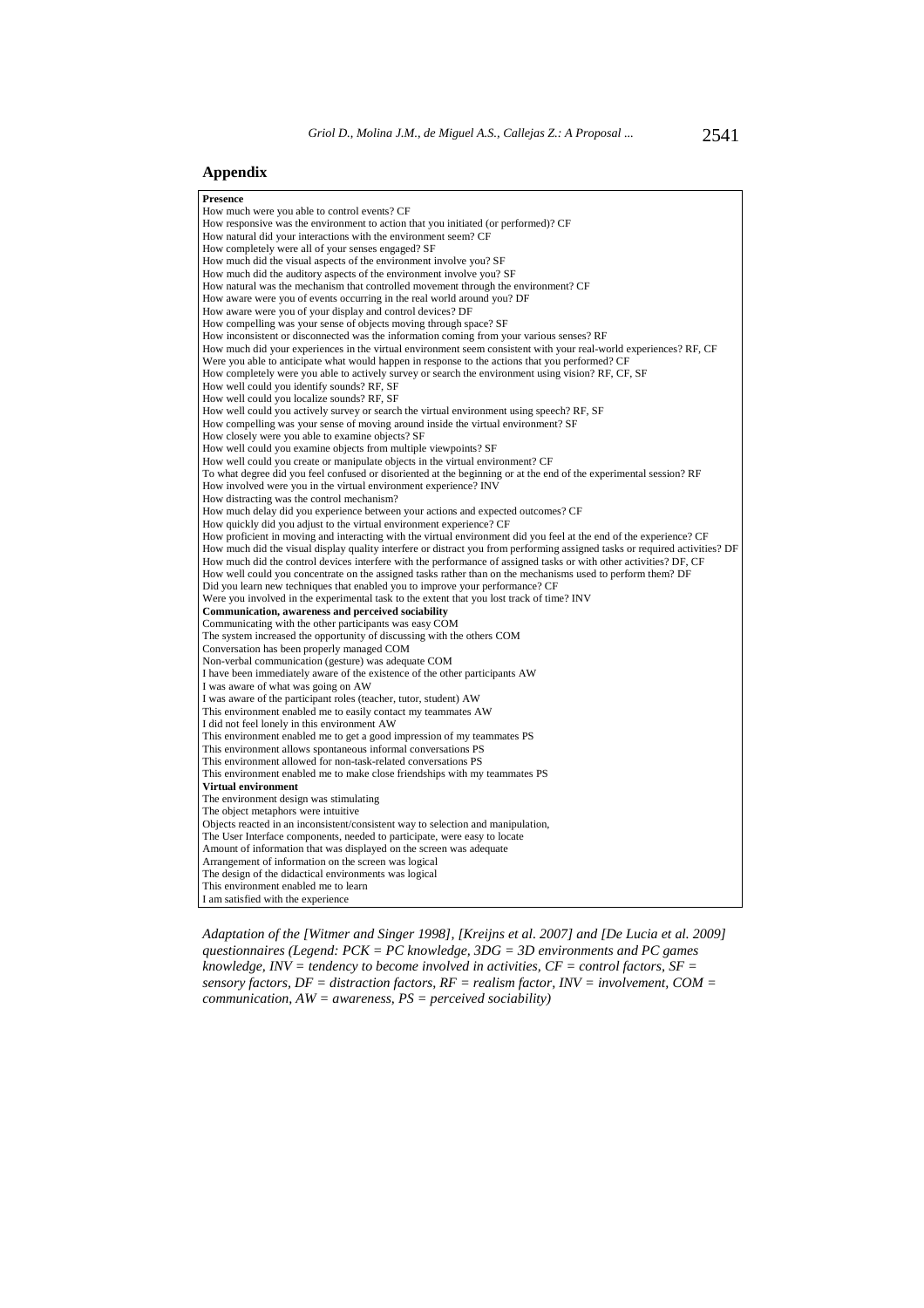## Appendix

**Presence**
How much were you able to control events? CF
How responsive was the environment to action that you initiated (or performed)? CF
How natural did your interactions with the environment seem? CF
How completely were all of your senses engaged? SF
How much did the visual aspects of the environment involve you? SF
How much did the auditory aspects of the environment involve you? SF
How natural was the mechanism that controlled movement through the environment? CF
How aware were you of events occurring in the real world around you? DF
How aware were you of your display and control devices? DF
How compelling was your sense of objects moving through space? SF
How inconsistent or disconnected was the information coming from your various senses? RF
How much did your experiences in the virtual environment seem consistent with your real-world experiences? RF, CF
Were you able to anticipate what would happen in response to the actions that you performed? CF
How completely were you able to actively survey or search the environment using vision? RF, CF, SF
How well could you identify sounds? RF, SF
How well could you localize sounds? RF, SF
How well could you actively survey or search the virtual environment using speech? RF, SF
How compelling was your sense of moving around inside the virtual environment? SF
How closely were you able to examine objects? SF
How well could you examine objects from multiple viewpoints? SF
How well could you create or manipulate objects in the virtual environment? CF
To what degree did you feel confused or disoriented at the beginning or at the end of the experimental session? RF
How involved were you in the virtual environment experience? INV
How distracting was the control mechanism?
How much delay did you experience between your actions and expected outcomes? CF
How quickly did you adjust to the virtual environment experience? CF
How proficient in moving and interacting with the virtual environment did you feel at the end of the experience? CF
How much did the visual display quality interfere or distract you from performing assigned tasks or required activities? DF
How much did the control devices interfere with the performance of assigned tasks or with other activities? DF, CF
How well could you concentrate on the assigned tasks rather than on the mechanisms used to perform them? DF
Did you learn new techniques that enabled you to improve your performance? CF
Were you involved in the experimental task to the extent that you lost track of time? INV

**Communication, awareness and perceived sociability**
Communicating with the other participants was easy COM
The system increased the opportunity of discussing with the others COM
Conversation has been properly managed COM
Non-verbal communication (gesture) was adequate COM
I have been immediately aware of the existence of the other participants AW
I was aware of what was going on AW
I was aware of the participant roles (teacher, tutor, student) AW
This environment enabled me to easily contact my teammates AW
I did not feel lonely in this environment AW
This environment enabled me to get a good impression of my teammates PS
This environment allows spontaneous informal conversations PS
This environment allowed for non-task-related conversations PS
This environment enabled me to make close friendships with my teammates PS

**Virtual environment**
The environment design was stimulating
The object metaphors were intuitive
Objects reacted in an inconsistent/consistent way to selection and manipulation,
The User Interface components, needed to participate, were easy to locate
Amount of information that was displayed on the screen was adequate
Arrangement of information on the screen was logical
The design of the didactical environments was logical
This environment enabled me to learn
I am satisfied with the experience

*Adaptation of the [Witmer and Singer 1998], [Kreijns et al. 2007] and [De Lucia et al. 2009] questionnaires (Legend: PCK = PC knowledge, 3DG = 3D environments and PC games knowledge, INV = tendency to become involved in activities, CF = control factors, SF = sensory factors, DF = distraction factors, RF = realism factor, INV = involvement, COM = communication, AW = awareness, PS = perceived sociability)*